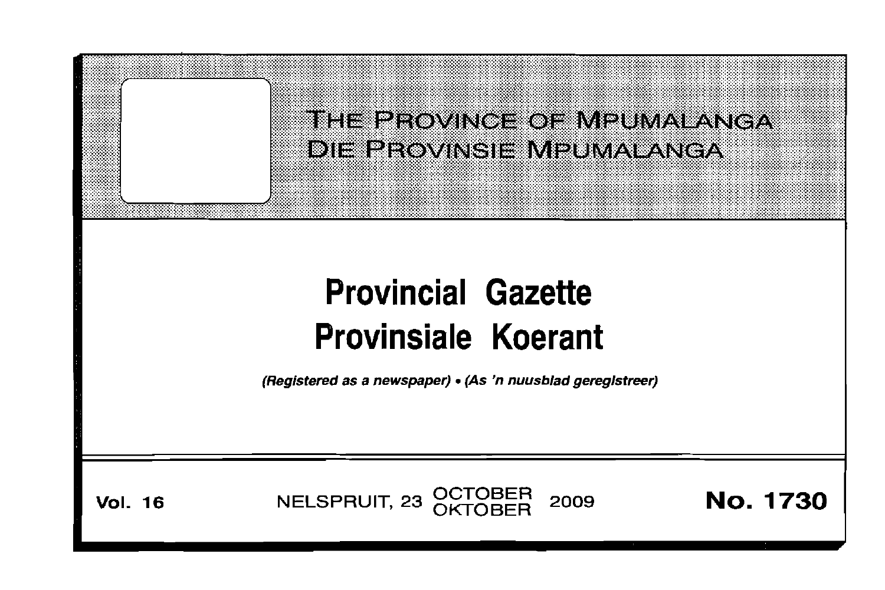# THE PROVINCE OF MPUMALANGA
# DIE PROVINSIE MPUMALANGA

# Provincial Gazette
# Provinsiale Koerant

*(Registered as a newspaper) • (As 'n nuusblad geregistreer)*

**Vol. 16** NELSPRUIT, 23 OCTOBER OKTOBER 2009 **No. 1730**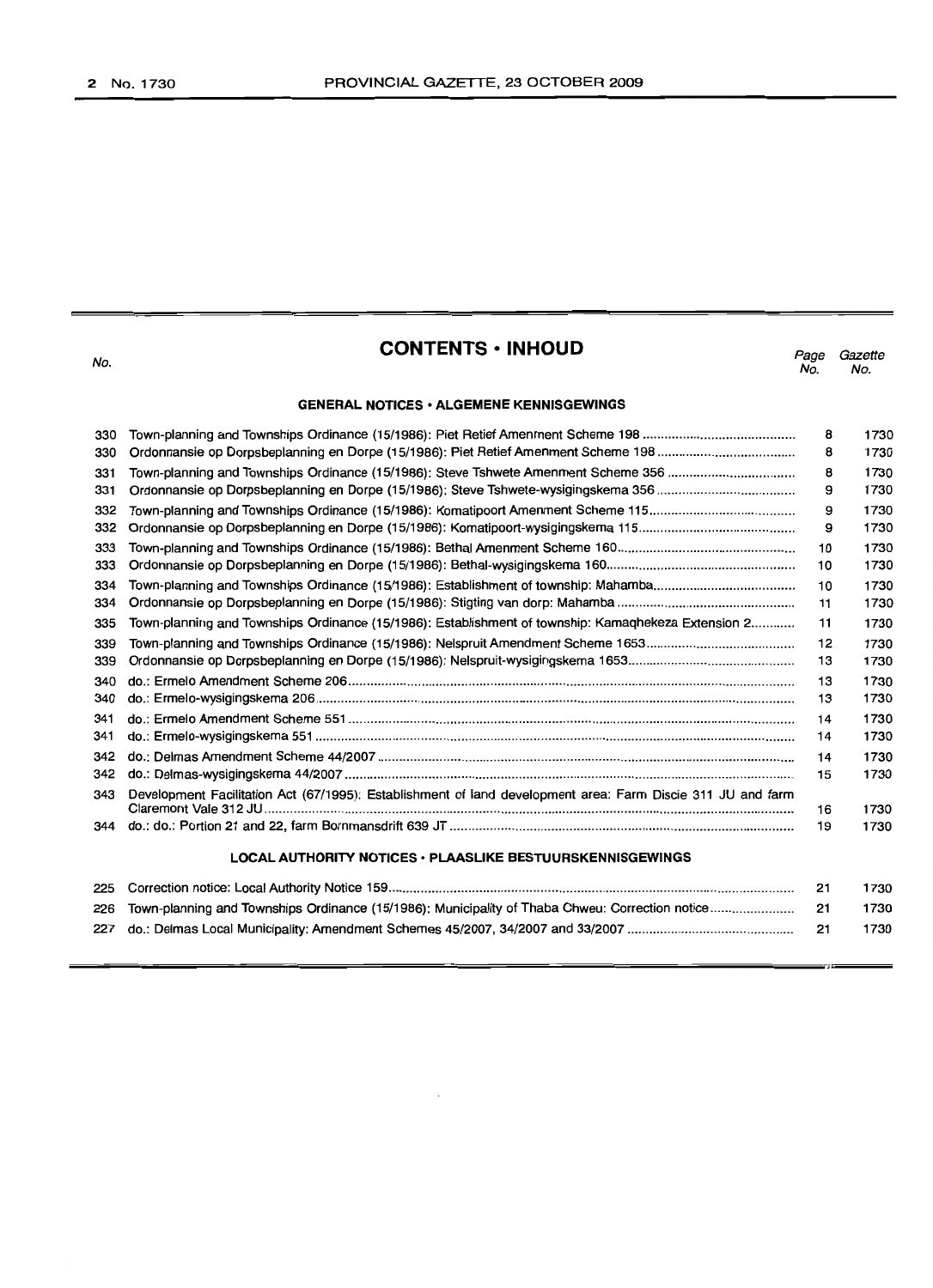# CONTENTS • INHOUD

| No. | | Page No. | Gazette No. |
|---|---|---|---|
| | **GENERAL NOTICES • ALGEMENE KENNISGEWINGS** | | |
| 330 | Town-planning and Townships Ordinance (15/1986): Piet Retief Amenment Scheme 198 | 8 | 1730 |
| 330 | Ordonnansie op Dorpsbeplanning en Dorpe (15/1986): Piet Retief Amenment Scheme 198 | 8 | 1730 |
| 331 | Town-planning and Townships Ordinance (15/1986): Steve Tshwete Amenment Scheme 356 | 8 | 1730 |
| 331 | Ordonnansie op Dorpsbeplanning en Dorpe (15/1986): Steve Tshwete-wysigingskema 356 | 9 | 1730 |
| 332 | Town-planning and Townships Ordinance (15/1986): Komatipoort Amenment Scheme 115 | 9 | 1730 |
| 332 | Ordonnansie op Dorpsbeplanning en Dorpe (15/1986): Komatipoort-wysigingskema 115 | 9 | 1730 |
| 333 | Town-planning and Townships Ordinance (15/1986): Bethal Amenment Scheme 160 | 10 | 1730 |
| 333 | Ordonnansie op Dorpsbeplanning en Dorpe (15/1986): Bethal-wysigingskema 160 | 10 | 1730 |
| 334 | Town-planning and Townships Ordinance (15/1986): Establishment of township: Mahamba | 10 | 1730 |
| 334 | Ordonnansie op Dorpsbeplanning en Dorpe (15/1986): Stigting van dorp: Mahamba | 11 | 1730 |
| 335 | Town-planning and Townships Ordinance (15/1986): Establishment of township: Kamaqhekeza Extension 2 | 11 | 1730 |
| 339 | Town-planning and Townships Ordinance (15/1986): Nelspruit Amendment Scheme 1653 | 12 | 1730 |
| 339 | Ordonnansie op Dorpsbeplanning en Dorpe (15/1986): Nelspruit-wysigingskema 1653 | 13 | 1730 |
| 340 | do.: Ermelo Amendment Scheme 206 | 13 | 1730 |
| 340 | do.: Ermelo-wysigingskema 206 | 13 | 1730 |
| 341 | do.: Ermelo Amendment Scheme 551 | 14 | 1730 |
| 341 | do.: Ermelo-wysigingskema 551 | 14 | 1730 |
| 342 | do.: Delmas Amendment Scheme 44/2007 | 14 | 1730 |
| 342 | do.: Delmas-wysigingskema 44/2007 | 15 | 1730 |
| 343 | Development Facilitation Act (67/1995): Establishment of land development area: Farm Discie 311 JU and farm Claremont Vale 312 JU | 16 | 1730 |
| 344 | do.: do.: Portion 21 and 22, farm Bornmansdrift 639 JT | 19 | 1730 |
| | **LOCAL AUTHORITY NOTICES • PLAASLIKE BESTUURSKENNISGEWINGS** | | |
| 225 | Correction notice: Local Authority Notice 159 | 21 | 1730 |
| 226 | Town-planning and Townships Ordinance (15/1986): Municipality of Thaba Chweu: Correction notice | 21 | 1730 |
| 227 | do.: Delmas Local Municipality: Amendment Schemes 45/2007, 34/2007 and 33/2007 | 21 | 1730 |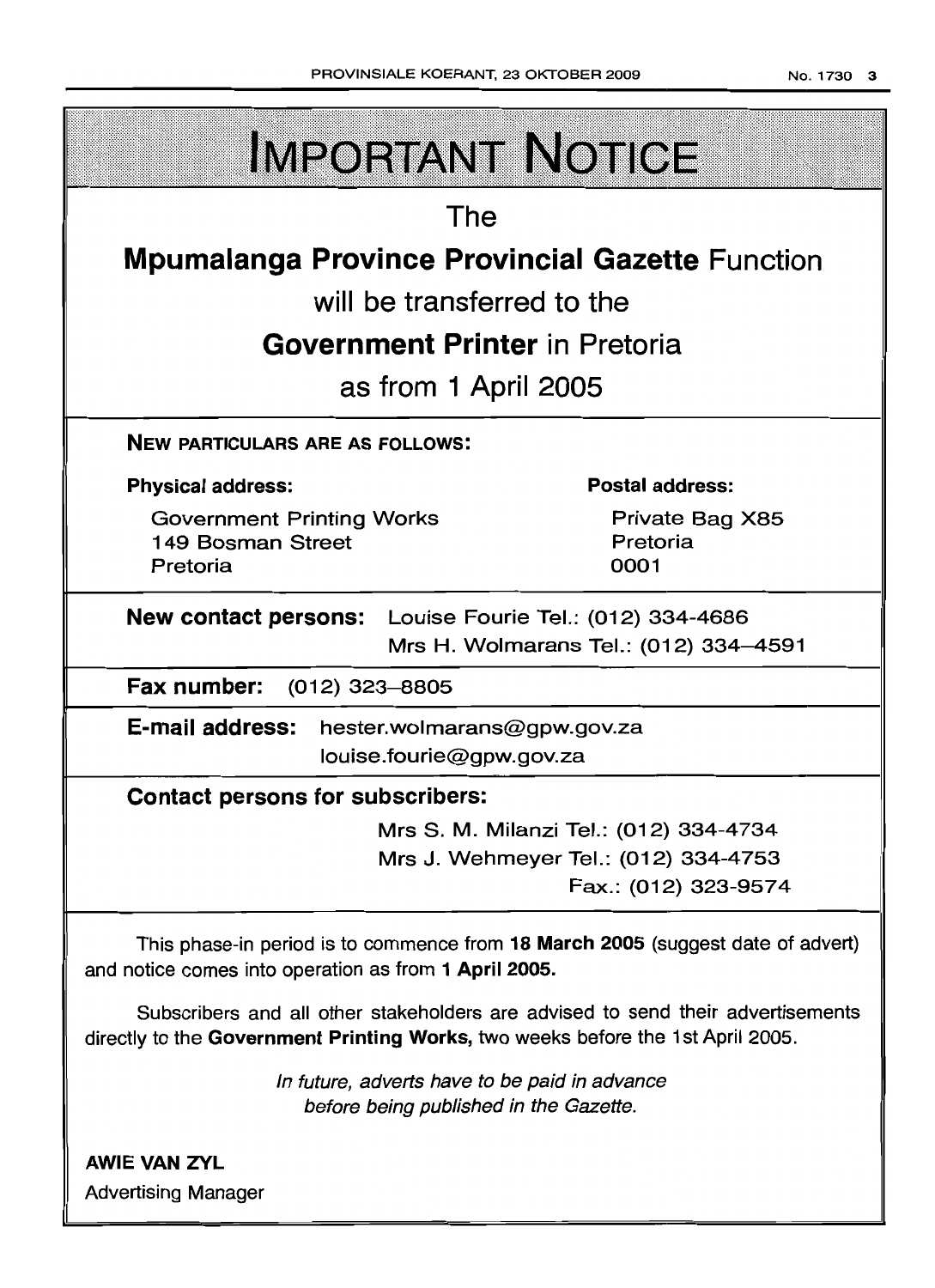# IMPORTANT NOTICE

The

**Mpumalanga Province Provincial Gazette** Function

will be transferred to the

**Government Printer** in Pretoria

as from 1 April 2005

**NEW PARTICULARS ARE AS FOLLOWS:**

**Physical address:**

Government Printing Works
149 Bosman Street
Pretoria

**Postal address:**

Private Bag X85
Pretoria
0001

**New contact persons:** Louise Fourie Tel.: (012) 334-4686
Mrs H. Wolmarans Tel.: (012) 334–4591

**Fax number:** (012) 323–8805

**E-mail address:** hester.wolmarans@gpw.gov.za
louise.fourie@gpw.gov.za

**Contact persons for subscribers:**

Mrs S. M. Milanzi Tel.: (012) 334-4734
Mrs J. Wehmeyer Tel.: (012) 334-4753
Fax.: (012) 323-9574

This phase-in period is to commence from **18 March 2005** (suggest date of advert) and notice comes into operation as from **1 April 2005.**

Subscribers and all other stakeholders are advised to send their advertisements directly to the **Government Printing Works,** two weeks before the 1st April 2005.

*In future, adverts have to be paid in advance before being published in the Gazette.*

**AWIE VAN ZYL**
Advertising Manager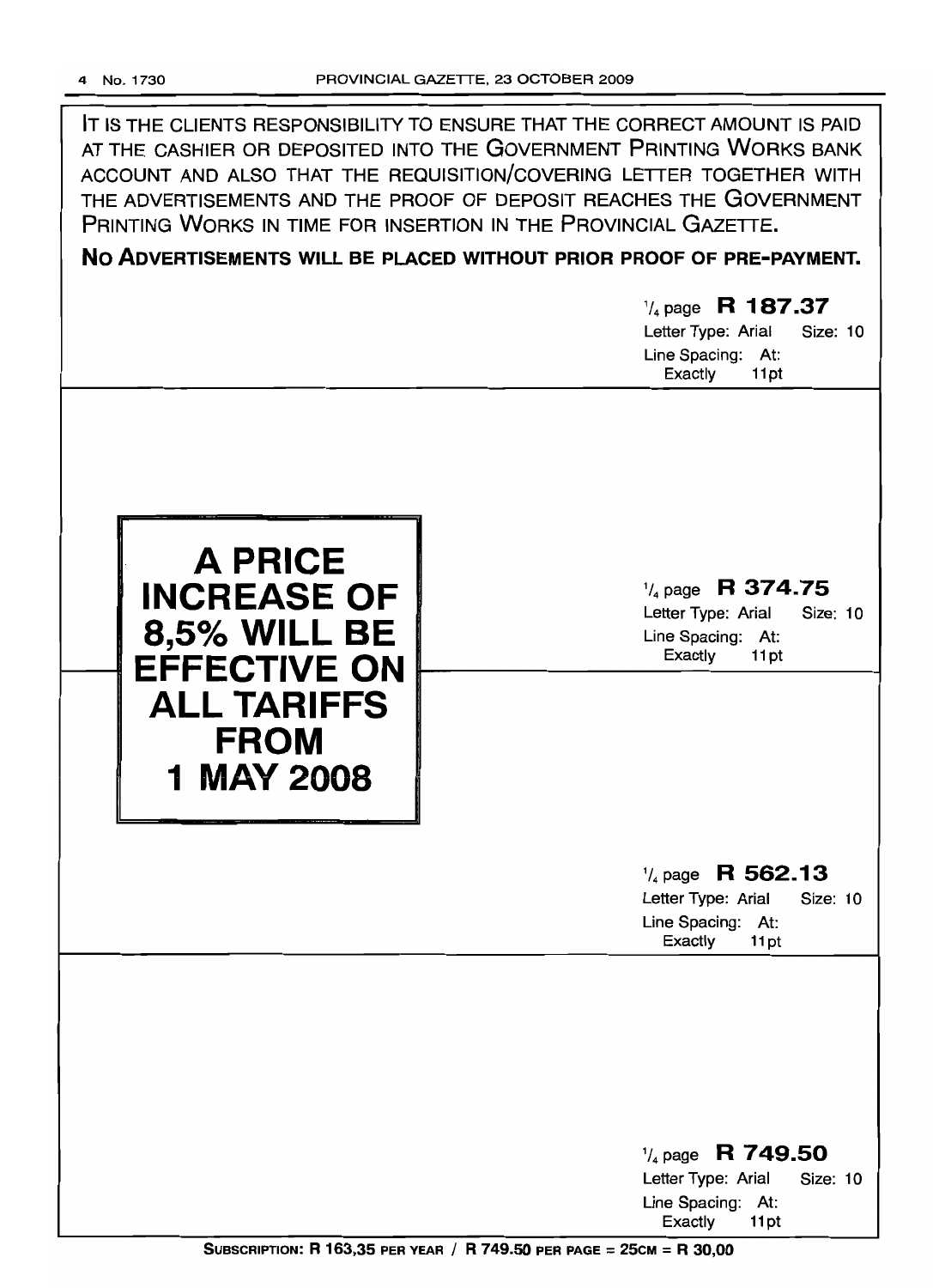IT IS THE CLIENTS RESPONSIBILITY TO ENSURE THAT THE CORRECT AMOUNT IS PAID AT THE CASHIER OR DEPOSITED INTO THE GOVERNMENT PRINTING WORKS BANK ACCOUNT AND ALSO THAT THE REQUISITION/COVERING LETTER TOGETHER WITH THE ADVERTISEMENTS AND THE PROOF OF DEPOSIT REACHES THE GOVERNMENT PRINTING WORKS IN TIME FOR INSERTION IN THE PROVINCIAL GAZETTE.

**NO ADVERTISEMENTS WILL BE PLACED WITHOUT PRIOR PROOF OF PRE-PAYMENT.**

1/4 page **R 187.37**
Letter Type: Arial Size: 10
Line Spacing: At: Exactly 11pt

**A PRICE INCREASE OF 8,5% WILL BE EFFECTIVE ON ALL TARIFFS FROM 1 MAY 2008**

1/4 page **R 374.75**
Letter Type: Arial Size: 10
Line Spacing: At: Exactly 11pt

1/4 page **R 562.13**
Letter Type: Arial Size: 10
Line Spacing: At: Exactly 11pt

1/4 page **R 749.50**
Letter Type: Arial Size: 10
Line Spacing: At: Exactly 11pt

**SUBSCRIPTION: R 163,35 PER YEAR / R 749.50 PER PAGE = 25CM = R 30,00**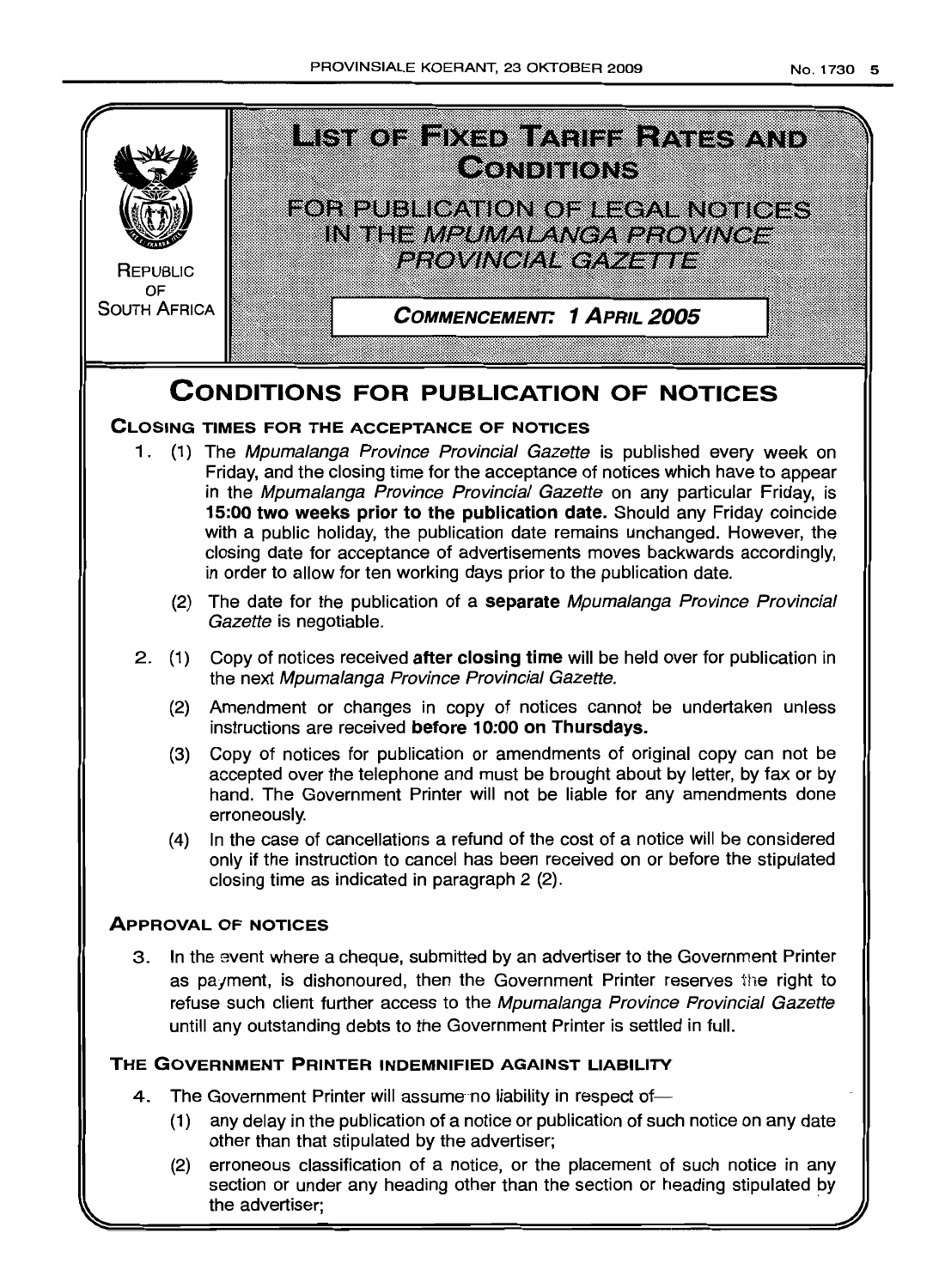REPUBLIC OF SOUTH AFRICA

# LIST OF FIXED TARIFF RATES AND CONDITIONS

## FOR PUBLICATION OF LEGAL NOTICES IN THE *MPUMALANGA PROVINCE PROVINCIAL GAZETTE*

**COMMENCEMENT: 1 APRIL 2005**

# CONDITIONS FOR PUBLICATION OF NOTICES

### CLOSING TIMES FOR THE ACCEPTANCE OF NOTICES

1. (1) The *Mpumalanga Province Provincial Gazette* is published every week on Friday, and the closing time for the acceptance of notices which have to appear in the *Mpumalanga Province Provincial Gazette* on any particular Friday, is **15:00 two weeks prior to the publication date.** Should any Friday coincide with a public holiday, the publication date remains unchanged. However, the closing date for acceptance of advertisements moves backwards accordingly, in order to allow for ten working days prior to the publication date.

   (2) The date for the publication of a **separate** *Mpumalanga Province Provincial Gazette* is negotiable.

2. (1) Copy of notices received **after closing time** will be held over for publication in the next *Mpumalanga Province Provincial Gazette.*

   (2) Amendment or changes in copy of notices cannot be undertaken unless instructions are received **before 10:00 on Thursdays.**

   (3) Copy of notices for publication or amendments of original copy can not be accepted over the telephone and must be brought about by letter, by fax or by hand. The Government Printer will not be liable for any amendments done erroneously.

   (4) In the case of cancellations a refund of the cost of a notice will be considered only if the instruction to cancel has been received on or before the stipulated closing time as indicated in paragraph 2 (2).

### APPROVAL OF NOTICES

3. In the event where a cheque, submitted by an advertiser to the Government Printer as payment, is dishonoured, then the Government Printer reserves the right to refuse such client further access to the *Mpumalanga Province Provincial Gazette* untill any outstanding debts to the Government Printer is settled in full.

### THE GOVERNMENT PRINTER INDEMNIFIED AGAINST LIABILITY

4. The Government Printer will assume no liability in respect of—

   (1) any delay in the publication of a notice or publication of such notice on any date other than that stipulated by the advertiser;

   (2) erroneous classification of a notice, or the placement of such notice in any section or under any heading other than the section or heading stipulated by the advertiser;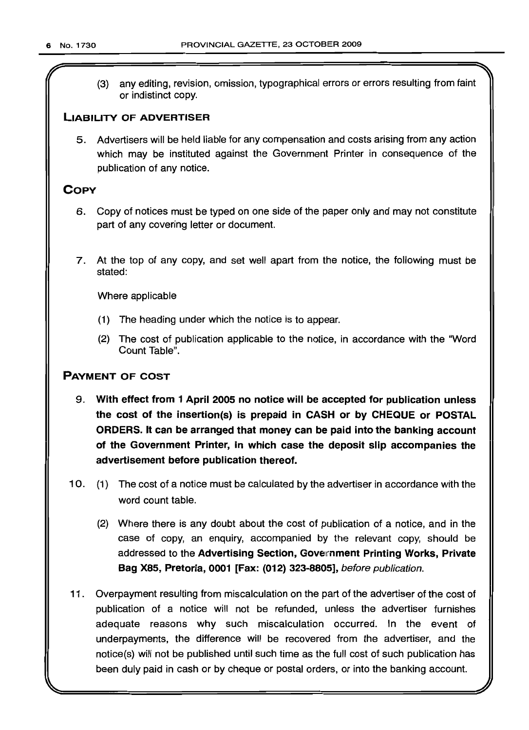(3) any editing, revision, omission, typographical errors or errors resulting from faint or indistinct copy.

## LIABILITY OF ADVERTISER

5. Advertisers will be held liable for any compensation and costs arising from any action which may be instituted against the Government Printer in consequence of the publication of any notice.

## COPY

6. Copy of notices must be typed on one side of the paper only and may not constitute part of any covering letter or document.

7. At the top of any copy, and set well apart from the notice, the following must be stated:

   Where applicable

   (1) The heading under which the notice is to appear.

   (2) The cost of publication applicable to the notice, in accordance with the "Word Count Table".

## PAYMENT OF COST

9. **With effect from 1 April 2005 no notice will be accepted for publication unless the cost of the insertion(s) is prepaid in CASH or by CHEQUE or POSTAL ORDERS. It can be arranged that money can be paid into the banking account of the Government Printer, in which case the deposit slip accompanies the advertisement before publication thereof.**

10. (1) The cost of a notice must be calculated by the advertiser in accordance with the word count table.

    (2) Where there is any doubt about the cost of publication of a notice, and in the case of copy, an enquiry, accompanied by the relevant copy, should be addressed to the **Advertising Section, Government Printing Works, Private Bag X85, Pretoria, 0001 [Fax: (012) 323-8805],** *before publication.*

11. Overpayment resulting from miscalculation on the part of the advertiser of the cost of publication of a notice will not be refunded, unless the advertiser furnishes adequate reasons why such miscalculation occurred. In the event of underpayments, the difference will be recovered from the advertiser, and the notice(s) will not be published until such time as the full cost of such publication has been duly paid in cash or by cheque or postal orders, or into the banking account.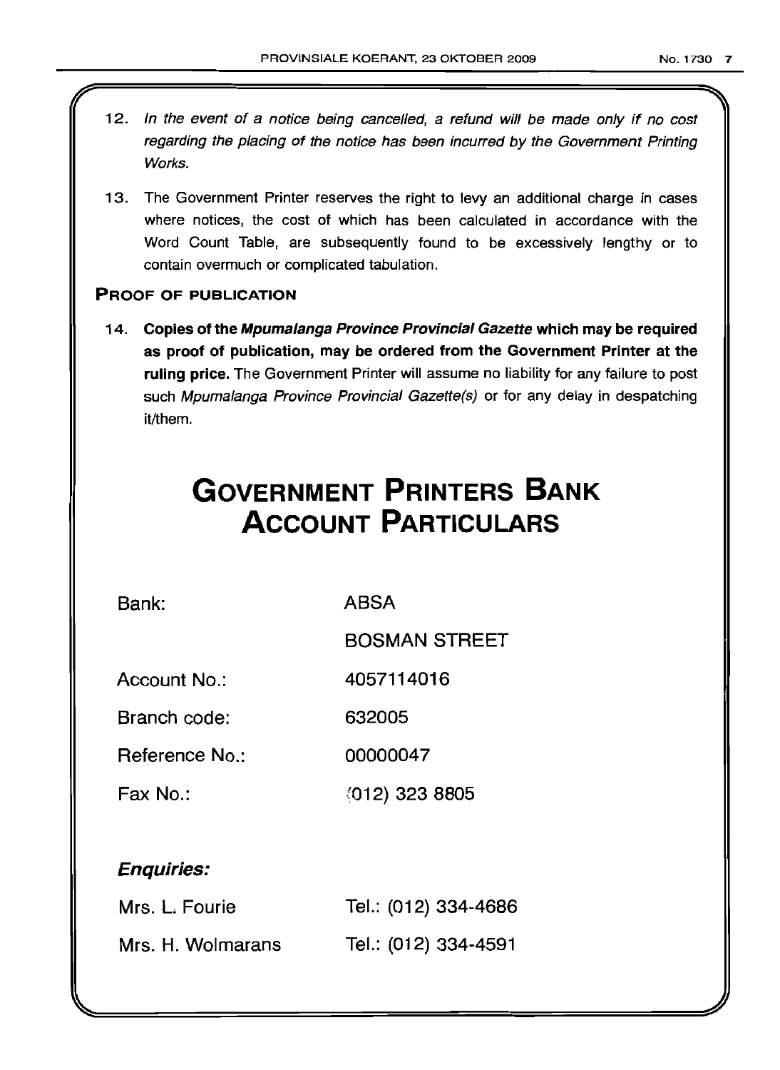12. *In the event of a notice being cancelled, a refund will be made only if no cost regarding the placing of the notice has been incurred by the Government Printing Works.*

13. The Government Printer reserves the right to levy an additional charge in cases where notices, the cost of which has been calculated in accordance with the Word Count Table, are subsequently found to be excessively lengthy or to contain overmuch or complicated tabulation.

**PROOF OF PUBLICATION**

14. **Copies of the *Mpumalanga Province Provincial Gazette* which may be required as proof of publication, may be ordered from the Government Printer at the ruling price.** The Government Printer will assume no liability for any failure to post such *Mpumalanga Province Provincial Gazette(s)* or for any delay in despatching it/them.

# GOVERNMENT PRINTERS BANK ACCOUNT PARTICULARS

| | |
|---|---|
| Bank: | ABSA |
| | BOSMAN STREET |
| Account No.: | 4057114016 |
| Branch code: | 632005 |
| Reference No.: | 00000047 |
| Fax No.: | (012) 323 8805 |

***Enquiries:***

| | |
|---|---|
| Mrs. L. Fourie | Tel.: (012) 334-4686 |
| Mrs. H. Wolmarans | Tel.: (012) 334-4591 |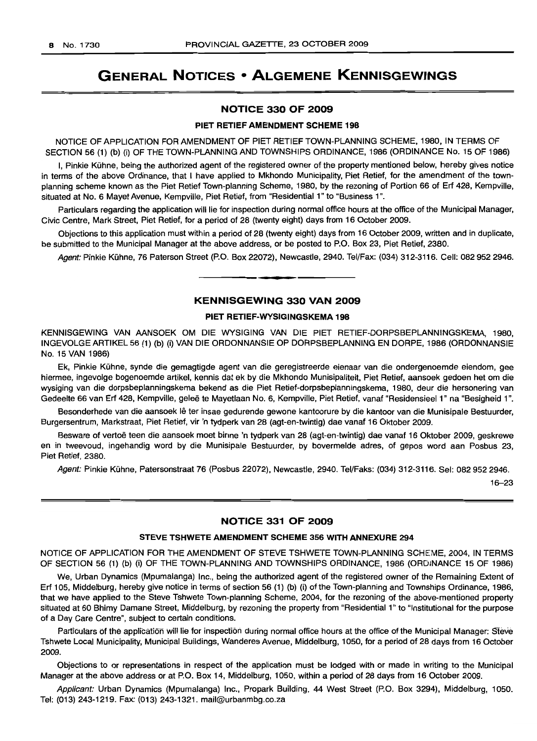# GENERAL NOTICES • ALGEMENE KENNISGEWINGS

## NOTICE 330 OF 2009

### PIET RETIEF AMENDMENT SCHEME 198

NOTICE OF APPLICATION FOR AMENDMENT OF PIET RETIEF TOWN-PLANNING SCHEME, 1980, IN TERMS OF SECTION 56 (1) (b) (i) OF THE TOWN-PLANNING AND TOWNSHIPS ORDINANCE, 1986 (ORDINANCE No. 15 OF 1986)

I, Pinkie Kühne, being the authorized agent of the registered owner of the property mentioned below, hereby gives notice in terms of the above Ordinance, that I have applied to Mkhondo Municipality, Piet Retief, for the amendment of the town-planning scheme known as the Piet Retief Town-planning Scheme, 1980, by the rezoning of Portion 66 of Erf 428, Kempville, situated at No. 6 Mayet Avenue, Kempville, Piet Retief, from "Residential 1" to "Business 1".

Particulars regarding the application will lie for inspection during normal office hours at the office of the Municipal Manager, Civic Centre, Mark Street, Piet Retief, for a period of 28 (twenty eight) days from 16 October 2009.

Objections to this application must within a period of 28 (twenty eight) days from 16 October 2009, written and in duplicate, be submitted to the Municipal Manager at the above address, or be posted to P.O. Box 23, Piet Retief, 2380.

*Agent:* Pinkie Kühne, 76 Paterson Street (P.O. Box 22072), Newcastle, 2940. Tel/Fax: (034) 312-3116. Cell: 082 952 2946.

---

## KENNISGEWING 330 VAN 2009

### PIET RETIEF-WYSIGINGSKEMA 198

KENNISGEWING VAN AANSOEK OM DIE WYSIGING VAN DIE PIET RETIEF-DORPSBEPLANNINGSKEMA, 1980, INGEVOLGE ARTIKEL 56 (1) (b) (i) VAN DIE ORDONNANSIE OP DORPSBEPLANNING EN DORPE, 1986 (ORDONNANSIE No. 15 VAN 1986)

Ek, Pinkie Kühne, synde die gemagtigde agent van die geregistreerde eienaar van die ondergenoemde eiendom, gee hiermee, ingevolge bogenoemde artikel, kennis dat ek by die Mkhondo Munisipaliteit, Piet Retief, aansoek gedoen het om die wysiging van die dorpsbeplanningskema bekend as die Piet Retief-dorpsbeplanningskema, 1980, deur die hersonering van Gedeelte 66 van Erf 428, Kempville, geleë te Mayetlaan No. 6, Kempville, Piet Retief, vanaf "Residensieel 1" na "Besigheid 1".

Besonderhede van die aansoek lê ter insae gedurende gewone kantoorure by die kantoor van die Munisipale Bestuurder, Burgersentrum, Markstraat, Piet Retief, vir 'n tydperk van 28 (agt-en-twintig) dae vanaf 16 Oktober 2009.

Besware of vertoë teen die aansoek moet binne 'n tydperk van 28 (agt-en-twintig) dae vanaf 16 Oktober 2009, geskrewe en in tweevoud, ingehandig word by die Munisipale Bestuurder, by bovermelde adres, of gepos word aan Posbus 23, Piet Retief, 2380.

*Agent:* Pinkie Kühne, Patersonstraat 76 (Posbus 22072), Newcastle, 2940. Tel/Faks: (034) 312-3116. Sel: 082 952 2946.

16–23

---

## NOTICE 331 OF 2009

### STEVE TSHWETE AMENDMENT SCHEME 356 WITH ANNEXURE 294

NOTICE OF APPLICATION FOR THE AMENDMENT OF STEVE TSHWETE TOWN-PLANNING SCHEME, 2004, IN TERMS OF SECTION 56 (1) (b) (i) OF THE TOWN-PLANNING AND TOWNSHIPS ORDINANCE, 1986 (ORDINANCE 15 OF 1986)

We, Urban Dynamics (Mpumalanga) Inc., being the authorized agent of the registered owner of the Remaining Extent of Erf 105, Middelburg, hereby give notice in terms of section 56 (1) (b) (i) of the Town-planning and Townships Ordinance, 1986, that we have applied to the Steve Tshwete Town-planning Scheme, 2004, for the rezoning of the above-mentioned property situated at 60 Bhimy Damane Street, Middelburg, by rezoning the property from "Residential 1" to "Institutional for the purpose of a Day Care Centre", subject to certain conditions.

Particulars of the application will lie for inspection during normal office hours at the office of the Municipal Manager: Steve Tshwete Local Municipality, Municipal Buildings, Wanderes Avenue, Middelburg, 1050, for a period of 28 days from 16 October 2009.

Objections to or representations in respect of the application must be lodged with or made in writing to the Municipal Manager at the above address or at P.O. Box 14, Middelburg, 1050, within a period of 28 days from 16 October 2009.

*Applicant:* Urban Dynamics (Mpumalanga) Inc., Propark Building, 44 West Street (P.O. Box 3294), Middelburg, 1050. Tel: (013) 243-1219. Fax: (013) 243-1321. mail@urbanmbg.co.za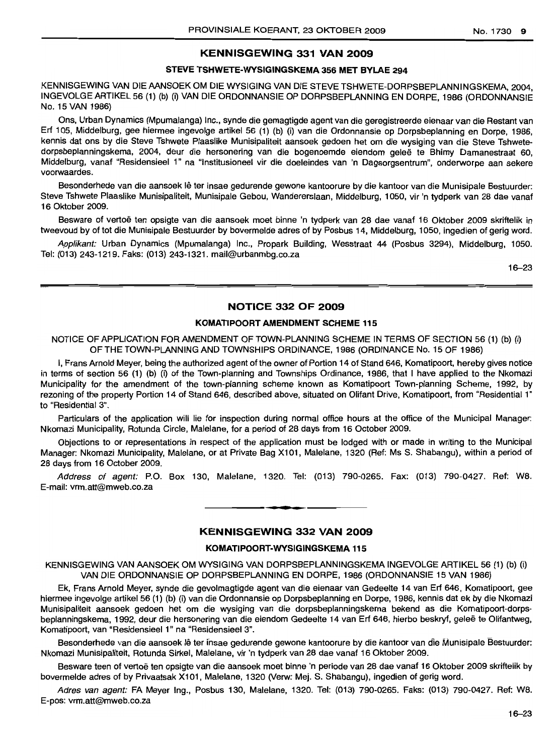## KENNISGEWING 331 VAN 2009

### STEVE TSHWETE-WYSIGINGSKEMA 356 MET BYLAE 294

KENNISGEWING VAN DIE AANSOEK OM DIE WYSIGING VAN DIE STEVE TSHWETE-DORPSBEPLANNINGSKEMA, 2004, INGEVOLGE ARTIKEL 56 (1) (b) (i) VAN DIE ORDONNANSIE OP DORPSBEPLANNING EN DORPE, 1986 (ORDONNANSIE No. 15 VAN 1986)

Ons, Urban Dynamics (Mpumalanga) Inc., synde die gemagtigde agent van die geregistreerde eienaar van die Restant van Erf 105, Middelburg, gee hiermee ingevolge artikel 56 (1) (b) (i) van die Ordonnansie op Dorpsbeplanning en Dorpe, 1986, kennis dat ons by die Steve Tshwete Plaaslike Munisipaliteit aansoek gedoen het om die wysiging van die Steve Tshwete-dorpsbeplanningskema, 2004, deur die hersonering van die bogenoemde eiendom geleë te Bhimy Damanestraat 60, Middelburg, vanaf "Residensieel 1" na "Institusioneel vir die doeleindes van 'n Dagsorgsentrum", onderworpe aan sekere voorwaardes.

Besonderhede van die aansoek lê ter insae gedurende gewone kantoorure by die kantoor van die Munisipale Bestuurder: Steve Tshwete Plaaslike Munisipaliteit, Munisipale Gebou, Wandererslaan, Middelburg, 1050, vir 'n tydperk van 28 dae vanaf 16 Oktober 2009.

Besware of vertoë ten opsigte van die aansoek moet binne 'n tydperk van 28 dae vanaf 16 Oktober 2009 skriftelik in tweevoud by of tot die Munisipale Bestuurder by bovermelde adres of by Posbus 14, Middelburg, 1050, ingedien of gerig word.

*Applikant:* Urban Dynamics (Mpumalanga) Inc., Propark Building, Wesstraat 44 (Posbus 3294), Middelburg, 1050. Tel: (013) 243-1219. Faks: (013) 243-1321. mail@urbanmbg.co.za

16–23

---

## NOTICE 332 OF 2009

### KOMATIPOORT AMENDMENT SCHEME 115

NOTICE OF APPLICATION FOR AMENDMENT OF TOWN-PLANNING SCHEME IN TERMS OF SECTION 56 (1) (b) (i) OF THE TOWN-PLANNING AND TOWNSHIPS ORDINANCE, 1986 (ORDINANCE No. 15 OF 1986)

I, Frans Arnold Meyer, being the authorized agent of the owner of Portion 14 of Stand 646, Komatipoort, hereby gives notice in terms of section 56 (1) (b) (i) of the Town-planning and Townships Ordinance, 1986, that I have applied to the Nkomazi Municipality for the amendment of the town-planning scheme known as Komatipoort Town-planning Scheme, 1992, by rezoning of the property Portion 14 of Stand 646, described above, situated on Olifant Drive, Komatipoort, from "Residential 1" to "Residential 3".

Particulars of the application will lie for inspection during normal office hours at the office of the Municipal Manager: Nkomazi Municipality, Rotunda Circle, Malelane, for a period of 28 days from 16 October 2009.

Objections to or representations in respect of the application must be lodged with or made in writing to the Municipal Manager: Nkomazi Municipality, Malelane, or at Private Bag X101, Malelane, 1320 (Ref: Ms S. Shabangu), within a period of 28 days from 16 October 2009.

*Address of agent:* P.O. Box 130, Malelane, 1320. Tel: (013) 790-0265. Fax: (013) 790-0427. Ref: W8. E-mail: vrm.att@mweb.co.za

---

## KENNISGEWING 332 VAN 2009

### KOMATIPOORT-WYSIGINGSKEMA 115

KENNISGEWING VAN AANSOEK OM WYSIGING VAN DORPSBEPLANNINGSKEMA INGEVOLGE ARTIKEL 56 (1) (b) (i) VAN DIE ORDONNANSIE OP DORPSBEPLANNING EN DORPE, 1986 (ORDONNANSIE 15 VAN 1986)

Ek, Frans Arnold Meyer, synde die gevolmagtigde agent van die eienaar van Gedeelte 14 van Erf 646, Komatipoort, gee hiermee ingevolge artikel 56 (1) (b) (i) van die Ordonnansie op Dorpsbeplanning en Dorpe, 1986, kennis dat ek by die Nkomazi Munisipaliteit aansoek gedoen het om die wysiging van die dorpsbeplanningskema bekend as die Komatipoort-dorpsbeplanningskema, 1992, deur die hersonering van die eiendom Gedeelte 14 van Erf 646, hierbo beskryf, geleë te Olifantweg, Komatipoort, van "Residensieel 1" na "Residensieel 3".

Besonderhede van die aansoek lê ter insae gedurende gewone kantoorure by die kantoor van die Munisipale Bestuurder: Nkomazi Munisipaliteit, Rotunda Sirkel, Malelane, vir 'n tydperk van 28 dae vanaf 16 Oktober 2009.

Besware teen of vertoë ten opsigte van die aansoek moet binne 'n periode van 28 dae vanaf 16 Oktober 2009 skriftelik by bovermelde adres of by Privaatsak X101, Malelane, 1320 (Verw: Mej. S. Shabangu), ingedien of gerig word.

*Adres van agent:* FA Meyer Ing., Posbus 130, Malelane, 1320. Tel: (013) 790-0265. Faks: (013) 790-0427. Ref: W8. E-pos: vrm.att@mweb.co.za

16–23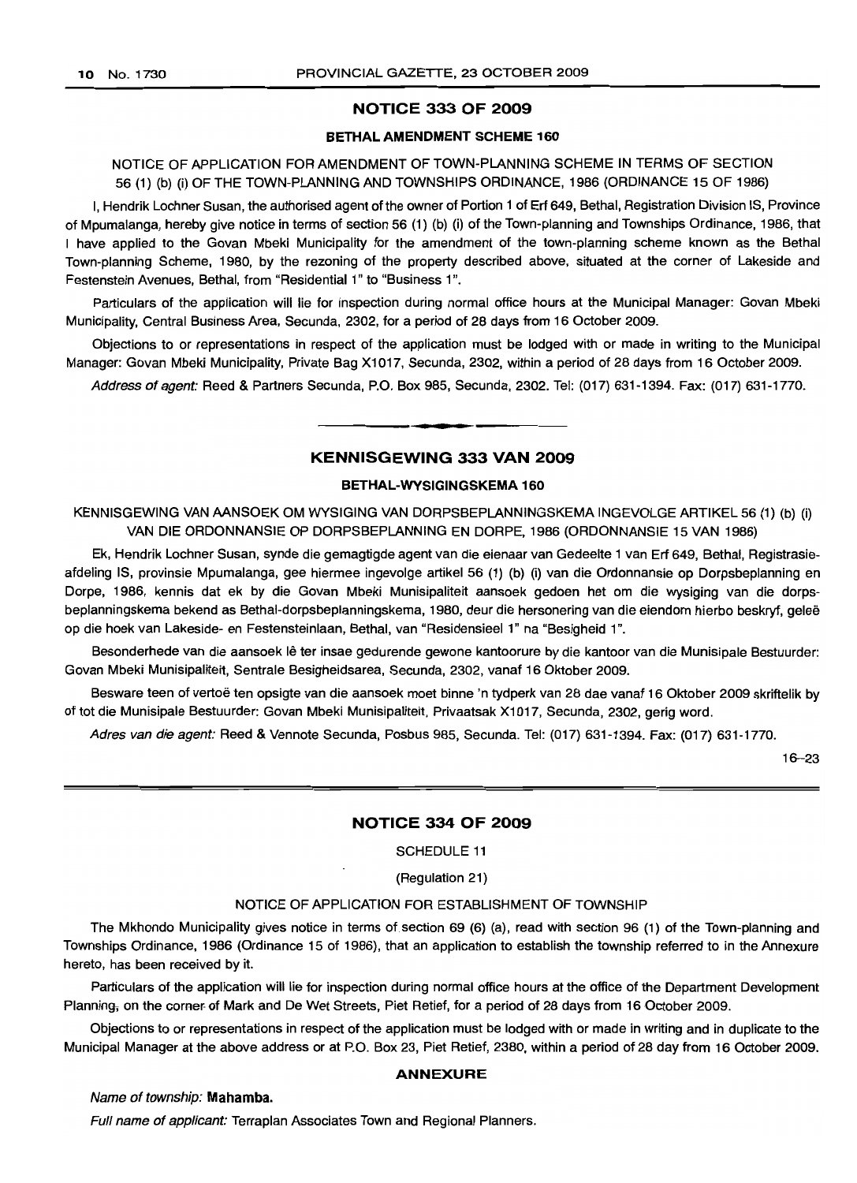## NOTICE 333 OF 2009

### BETHAL AMENDMENT SCHEME 160

NOTICE OF APPLICATION FOR AMENDMENT OF TOWN-PLANNING SCHEME IN TERMS OF SECTION 56 (1) (b) (i) OF THE TOWN-PLANNING AND TOWNSHIPS ORDINANCE, 1986 (ORDINANCE 15 OF 1986)

I, Hendrik Lochner Susan, the authorised agent of the owner of Portion 1 of Erf 649, Bethal, Registration Division IS, Province of Mpumalanga, hereby give notice in terms of section 56 (1) (b) (i) of the Town-planning and Townships Ordinance, 1986, that I have applied to the Govan Mbeki Municipality for the amendment of the town-planning scheme known as the Bethal Town-planning Scheme, 1980, by the rezoning of the property described above, situated at the corner of Lakeside and Festenstein Avenues, Bethal, from "Residential 1" to "Business 1".

Particulars of the application will lie for inspection during normal office hours at the Municipal Manager: Govan Mbeki Municipality, Central Business Area, Secunda, 2302, for a period of 28 days from 16 October 2009.

Objections to or representations in respect of the application must be lodged with or made in writing to the Municipal Manager: Govan Mbeki Municipality, Private Bag X1017, Secunda, 2302, within a period of 28 days from 16 October 2009.

*Address of agent:* Reed & Partners Secunda, P.O. Box 985, Secunda, 2302. Tel: (017) 631-1394. Fax: (017) 631-1770.

---

## KENNISGEWING 333 VAN 2009

### BETHAL-WYSIGINGSKEMA 160

KENNISGEWING VAN AANSOEK OM WYSIGING VAN DORPSBEPLANNINGSKEMA INGEVOLGE ARTIKEL 56 (1) (b) (i) VAN DIE ORDONNANSIE OP DORPSBEPLANNING EN DORPE, 1986 (ORDONNANSIE 15 VAN 1986)

Ek, Hendrik Lochner Susan, synde die gemagtigde agent van die eienaar van Gedeelte 1 van Erf 649, Bethal, Registrasie-afdeling IS, provinsie Mpumalanga, gee hiermee ingevolge artikel 56 (1) (b) (i) van die Ordonnansie op Dorpsbeplanning en Dorpe, 1986, kennis dat ek by die Govan Mbeki Munisipaliteit aansoek gedoen het om die wysiging van die dorpsbeplanningskema bekend as Bethal-dorpsbeplanningskema, 1980, deur die hersonering van die eiendom hierbo beskryf, geleë op die hoek van Lakeside- en Festensteinlaan, Bethal, van "Residensieel 1" na "Besigheid 1".

Besonderhede van die aansoek lê ter insae gedurende gewone kantoorure by die kantoor van die Munisipale Bestuurder: Govan Mbeki Munisipaliteit, Sentrale Besigheidsarea, Secunda, 2302, vanaf 16 Oktober 2009.

Besware teen of vertoë ten opsigte van die aansoek moet binne 'n tydperk van 28 dae vanaf 16 Oktober 2009 skriftelik by of tot die Munisipale Bestuurder: Govan Mbeki Munisipaliteit, Privaatsak X1017, Secunda, 2302, gerig word.

*Adres van die agent:* Reed & Vennote Secunda, Posbus 985, Secunda. Tel: (017) 631-1394. Fax: (017) 631-1770.

16–23

---

## NOTICE 334 OF 2009

SCHEDULE 11

(Regulation 21)

NOTICE OF APPLICATION FOR ESTABLISHMENT OF TOWNSHIP

The Mkhondo Municipality gives notice in terms of section 69 (6) (a), read with section 96 (1) of the Town-planning and Townships Ordinance, 1986 (Ordinance 15 of 1986), that an application to establish the township referred to in the Annexure hereto, has been received by it.

Particulars of the application will lie for inspection during normal office hours at the office of the Department Development Planning, on the corner of Mark and De Wet Streets, Piet Retief, for a period of 28 days from 16 October 2009.

Objections to or representations in respect of the application must be lodged with or made in writing and in duplicate to the Municipal Manager at the above address or at P.O. Box 23, Piet Retief, 2380, within a period of 28 day from 16 October 2009.

### ANNEXURE

*Name of township:* **Mahamba.**

*Full name of applicant:* Terraplan Associates Town and Regional Planners.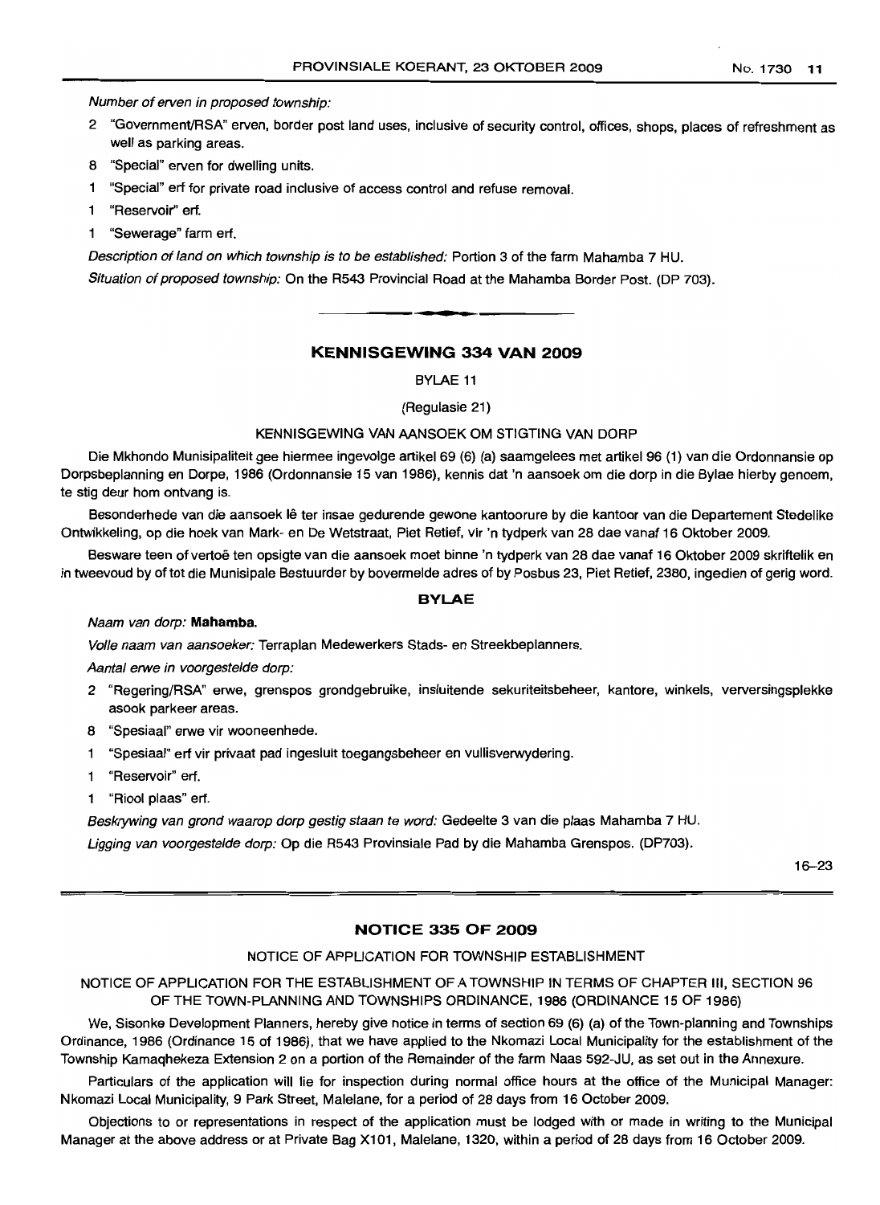*Number of erven in proposed township:*

2 "Government/RSA" erven, border post land uses, inclusive of security control, offices, shops, places of refreshment as well as parking areas.

8 "Special" erven for dwelling units.

1 "Special" erf for private road inclusive of access control and refuse removal.

1 "Reservoir" erf.

1 "Sewerage" farm erf.

*Description of land on which township is to be established:* Portion 3 of the farm Mahamba 7 HU.

*Situation of proposed township:* On the R543 Provincial Road at the Mahamba Border Post. (DP 703).

## KENNISGEWING 334 VAN 2009

BYLAE 11

(Regulasie 21)

KENNISGEWING VAN AANSOEK OM STIGTING VAN DORP

Die Mkhondo Munisipaliteit gee hiermee ingevolge artikel 69 (6) (a) saamgelees met artikel 96 (1) van die Ordonnansie op Dorpsbeplanning en Dorpe, 1986 (Ordonnansie 15 van 1986), kennis dat 'n aansoek om die dorp in die Bylae hierby genoem, te stig deur hom ontvang is.

Besonderhede van die aansoek lê ter insae gedurende gewone kantoorure by die kantoor van die Departement Stedelike Ontwikkeling, op die hoek van Mark- en De Wetstraat, Piet Retief, vir 'n tydperk van 28 dae vanaf 16 Oktober 2009.

Besware teen of vertoë ten opsigte van die aansoek moet binne 'n tydperk van 28 dae vanaf 16 Oktober 2009 skriftelik en in tweevoud by of tot die Munisipale Bestuurder by bovermelde adres of by Posbus 23, Piet Retief, 2380, ingedien of gerig word.

**BYLAE**

*Naam van dorp:* **Mahamba.**

*Volle naam van aansoeker:* Terraplan Medewerkers Stads- en Streekbeplanners.

*Aantal erwe in voorgestelde dorp:*

2 "Regering/RSA" erwe, grenspos grondgebruike, insluitende sekuriteitsbeheer, kantore, winkels, verversingsplekke asook parkeer areas.

8 "Spesiaal" erwe vir wooneenhede.

1 "Spesiaal" erf vir privaat pad ingesluit toegangsbeheer en vullisverwydering.

1 "Reservoir" erf.

1 "Riool plaas" erf.

*Beskrywing van grond waarop dorp gestig staan te word:* Gedeelte 3 van die plaas Mahamba 7 HU.

*Ligging van voorgestelde dorp:* Op die R543 Provinsiale Pad by die Mahamba Grenspos. (DP703).

16–23

## NOTICE 335 OF 2009

NOTICE OF APPLICATION FOR TOWNSHIP ESTABLISHMENT

NOTICE OF APPLICATION FOR THE ESTABLISHMENT OF A TOWNSHIP IN TERMS OF CHAPTER III, SECTION 96 OF THE TOWN-PLANNING AND TOWNSHIPS ORDINANCE, 1986 (ORDINANCE 15 OF 1986)

We, Sisonke Development Planners, hereby give notice in terms of section 69 (6) (a) of the Town-planning and Townships Ordinance, 1986 (Ordinance 15 of 1986), that we have applied to the Nkomazi Local Municipality for the establishment of the Township Kamaqhekeza Extension 2 on a portion of the Remainder of the farm Naas 592-JU, as set out in the Annexure.

Particulars of the application will lie for inspection during normal office hours at the office of the Municipal Manager: Nkomazi Local Municipality, 9 Park Street, Malelane, for a period of 28 days from 16 October 2009.

Objections to or representations in respect of the application must be lodged with or made in writing to the Municipal Manager at the above address or at Private Bag X101, Malelane, 1320, within a period of 28 days from 16 October 2009.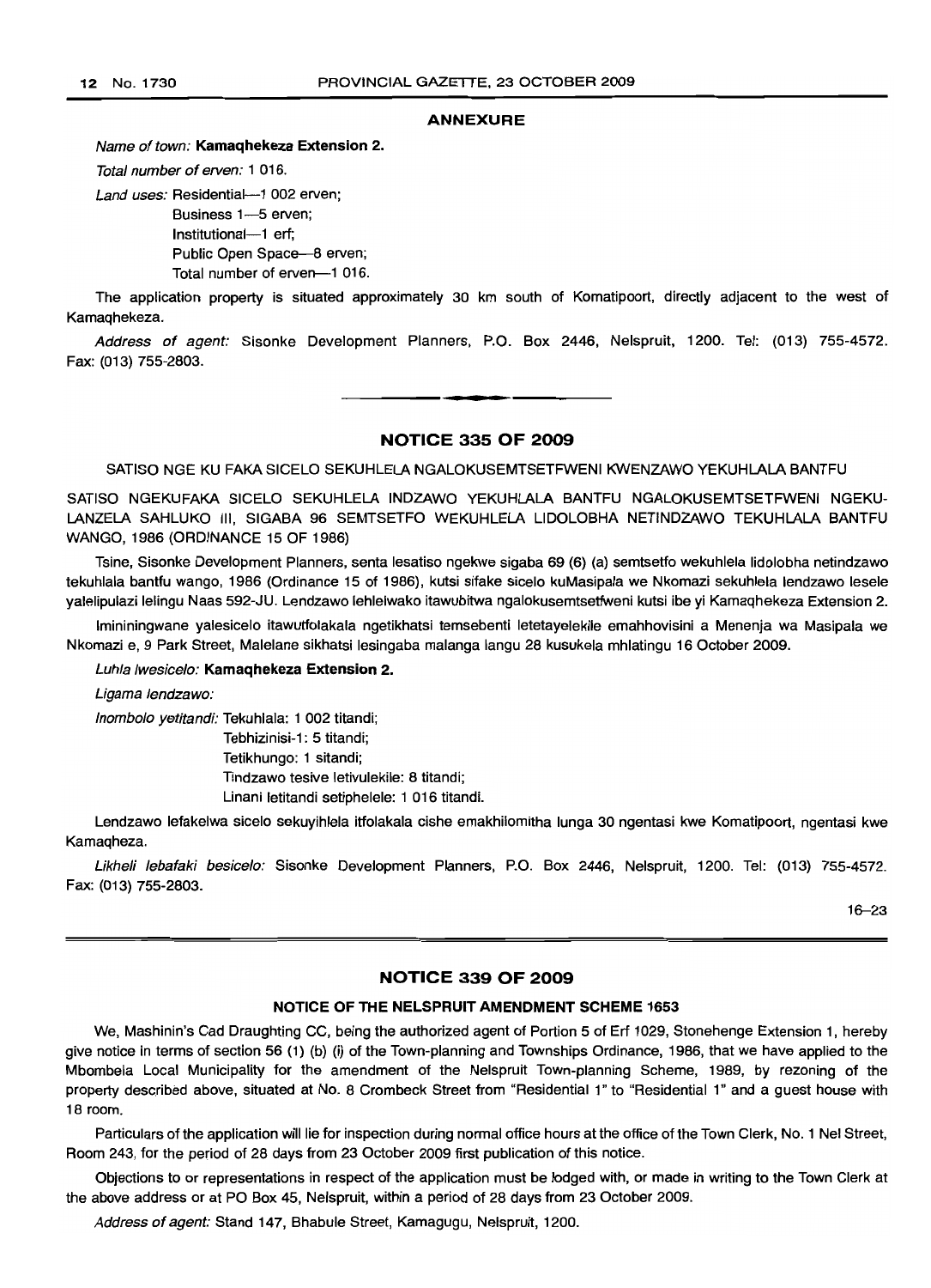## ANNEXURE

*Name of town:* **Kamaqhekeza Extension 2.**

*Total number of erven:* 1 016.

*Land uses:* Residential—1 002 erven;
Business 1—5 erven;
Institutional—1 erf;
Public Open Space—8 erven;
Total number of erven—1 016.

The application property is situated approximately 30 km south of Komatipoort, directly adjacent to the west of Kamaqhekeza.

*Address of agent:* Sisonke Development Planners, P.O. Box 2446, Nelspruit, 1200. Tel: (013) 755-4572. Fax: (013) 755-2803.

---

## NOTICE 335 OF 2009

SATISO NGE KU FAKA SICELO SEKUHLELA NGALOKUSEMTSETFWENI KWENZAWO YEKUHLALA BANTFU

SATISO NGEKUFAKA SICELO SEKUHLELA INDZAWO YEKUHLALA BANTFU NGALOKUSEMTSETFWENI NGEKU-LANZELA SAHLUKO III, SIGABA 96 SEMTSETFO WEKUHLELA LIDOLOBHA NETINDZAWO TEKUHLALA BANTFU WANGO, 1986 (ORDINANCE 15 OF 1986)

Tsine, Sisonke Development Planners, senta lesatiso ngekwe sigaba 69 (6) (a) semtsetfo wekuhlela lidolobha netindzawo tekuhlala bantfu wango, 1986 (Ordinance 15 of 1986), kutsi sifake sicelo kuMasipala we Nkomazi sekuhlela lendzawo lesele yalelipulazi lelingu Naas 592-JU. Lendzawo lehlelwako itawubitwa ngalokusemtsetfweni kutsi ibe yi Kamaqhekeza Extension 2.

Imininingwane yalesicelo itawutfolakala ngetikhatsi temsebenti letetayelekile emahhovisini a Menenja wa Masipala we Nkomazi e, 9 Park Street, Malelane sikhatsi lesingaba malanga langu 28 kusukela mhlatingu 16 October 2009.

*Luhla lwesicelo:* **Kamaqhekeza Extension 2.**

*Ligama lendzawo:*

*Inombolo yetitandi:* Tekuhlala: 1 002 titandi;
Tebhizinisi-1: 5 titandi;
Tetikhungo: 1 sitandi;
Tindzawo tesive letivulekile: 8 titandi;
Linani letitandi setiphelele: 1 016 titandi.

Lendzawo lefakelwa sicelo sekuyihlela itfolakala cishe emakhilomitha lunga 30 ngentasi kwe Komatipoort, ngentasi kwe Kamaqheza.

*Likheli lebafaki besicelo:* Sisonke Development Planners, P.O. Box 2446, Nelspruit, 1200. Tel: (013) 755-4572. Fax: (013) 755-2803.

16–23

---

## NOTICE 339 OF 2009

### NOTICE OF THE NELSPRUIT AMENDMENT SCHEME 1653

We, Mashinin's Cad Draughting CC, being the authorized agent of Portion 5 of Erf 1029, Stonehenge Extension 1, hereby give notice in terms of section 56 (1) (b) (i) of the Town-planning and Townships Ordinance, 1986, that we have applied to the Mbombela Local Municipality for the amendment of the Nelspruit Town-planning Scheme, 1989, by rezoning of the property described above, situated at No. 8 Crombeck Street from "Residential 1" to "Residential 1" and a guest house with 18 room.

Particulars of the application will lie for inspection during normal office hours at the office of the Town Clerk, No. 1 Nel Street, Room 243, for the period of 28 days from 23 October 2009 first publication of this notice.

Objections to or representations in respect of the application must be lodged with, or made in writing to the Town Clerk at the above address or at PO Box 45, Nelspruit, within a period of 28 days from 23 October 2009.

*Address of agent:* Stand 147, Bhabule Street, Kamagugu, Nelspruit, 1200.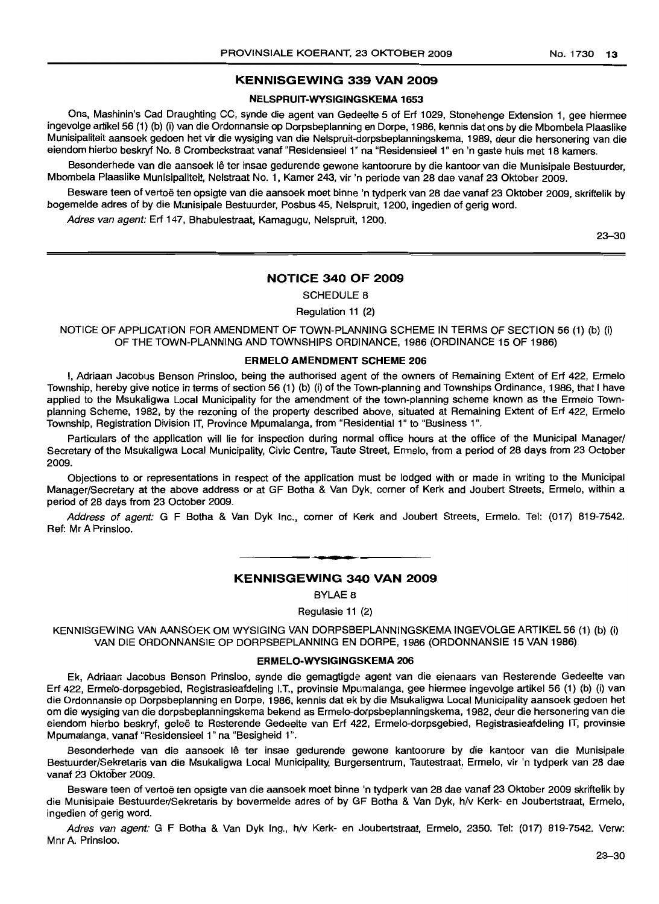## KENNISGEWING 339 VAN 2009

### NELSPRUIT-WYSIGINGSKEMA 1653

Ons, Mashinin's Cad Draughting CC, synde die agent van Gedeelte 5 of Erf 1029, Stonehenge Extension 1, gee hiermee ingevolge artikel 56 (1) (b) (i) van die Ordonnansie op Dorpsbeplanning en Dorpe, 1986, kennis dat ons by die Mbombela Plaaslike Munisipaliteit aansoek gedoen het vir die wysiging van die Nelspruit-dorpsbeplanningskema, 1989, deur die hersonering van die eiendom hierbo beskryf No. 8 Crombeckstraat vanaf "Residensieel 1" na "Residensieel 1" en 'n gaste huis met 18 kamers.

Besonderhede van die aansoek lê ter insae gedurende gewone kantoorure by die kantoor van die Munisipale Bestuurder, Mbombela Plaaslike Munisipaliteit, Nelstraat No. 1, Kamer 243, vir 'n periode van 28 dae vanaf 23 Oktober 2009.

Besware teen of vertoë ten opsigte van die aansoek moet binne 'n tydperk van 28 dae vanaf 23 Oktober 2009, skriftelik by bogemelde adres of by die Munisipale Bestuurder, Posbus 45, Nelspruit, 1200, ingedien of gerig word.

*Adres van agent:* Erf 147, Bhabulestraat, Kamagugu, Nelspruit, 1200.

23–30

---

## NOTICE 340 OF 2009

SCHEDULE 8

Regulation 11 (2)

NOTICE OF APPLICATION FOR AMENDMENT OF TOWN-PLANNING SCHEME IN TERMS OF SECTION 56 (1) (b) (i) OF THE TOWN-PLANNING AND TOWNSHIPS ORDINANCE, 1986 (ORDINANCE 15 OF 1986)

### ERMELO AMENDMENT SCHEME 206

I, Adriaan Jacobus Benson Prinsloo, being the authorised agent of the owners of Remaining Extent of Erf 422, Ermelo Township, hereby give notice in terms of section 56 (1) (b) (i) of the Town-planning and Townships Ordinance, 1986, that I have applied to the Msukaligwa Local Municipality for the amendment of the town-planning scheme known as the Ermelo Town-planning Scheme, 1982, by the rezoning of the property described above, situated at Remaining Extent of Erf 422, Ermelo Township, Registration Division IT, Province Mpumalanga, from "Residential 1" to "Business 1".

Particulars of the application will lie for inspection during normal office hours at the office of the Municipal Manager/Secretary of the Msukaligwa Local Municipality, Civic Centre, Taute Street, Ermelo, from a period of 28 days from 23 October 2009.

Objections to or representations in respect of the application must be lodged with or made in writing to the Municipal Manager/Secretary at the above address or at GF Botha & Van Dyk, corner of Kerk and Joubert Streets, Ermelo, within a period of 28 days from 23 October 2009.

*Address of agent:* G F Botha & Van Dyk Inc., corner of Kerk and Joubert Streets, Ermelo. Tel: (017) 819-7542. Ref: Mr A Prinsloo.

---

## KENNISGEWING 340 VAN 2009

BYLAE 8

Regulasie 11 (2)

KENNISGEWING VAN AANSOEK OM WYSIGING VAN DORPSBEPLANNINGSKEMA INGEVOLGE ARTIKEL 56 (1) (b) (i) VAN DIE ORDONNANSIE OP DORPSBEPLANNING EN DORPE, 1986 (ORDONNANSIE 15 VAN 1986)

### ERMELO-WYSIGINGSKEMA 206

Ek, Adriaan Jacobus Benson Prinsloo, synde die gemagtigde agent van die eienaars van Resterende Gedeelte van Erf 422, Ermelo-dorpsgebied, Registrasieafdeling I.T., provinsie Mpumalanga, gee hiermee ingevolge artikel 56 (1) (b) (i) van die Ordonnansie op Dorpsbeplanning en Dorpe, 1986, kennis dat ek by die Msukaligwa Local Municipality aansoek gedoen het om die wysiging van die dorpsbeplanningskema bekend as Ermelo-dorpsbeplanningskema, 1982, deur die hersonering van die eiendom hierbo beskryf, geleë te Resterende Gedeelte van Erf 422, Ermelo-dorpsgebied, Registrasieafdeling IT, provinsie Mpumalanga, vanaf "Residensieel 1" na "Besigheid 1".

Besonderhede van die aansoek lê ter insae gedurende gewone kantoorure by die kantoor van die Munisipale Bestuurder/Sekretaris van die Msukaligwa Local Municipality, Burgersentrum, Tautestraat, Ermelo, vir 'n tydperk van 28 dae vanaf 23 Oktober 2009.

Besware teen of vertoë ten opsigte van die aansoek moet binne 'n tydperk van 28 dae vanaf 23 Oktober 2009 skriftelik by die Munisipale Bestuurder/Sekretaris by bovermelde adres of by GF Botha & Van Dyk, h/v Kerk- en Joubertstraat, Ermelo, ingedien of gerig word.

*Adres van agent:* G F Botha & Van Dyk Ing., h/v Kerk- en Joubertstraat, Ermelo, 2350. Tel: (017) 819-7542. Verw: Mnr A. Prinsloo.

23–30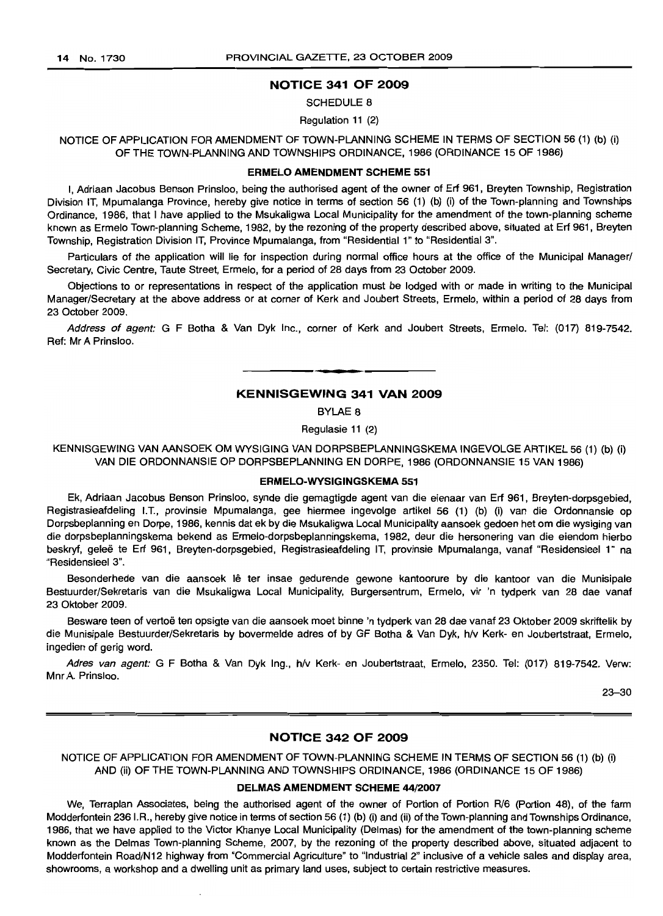## NOTICE 341 OF 2009

SCHEDULE 8

Regulation 11 (2)

NOTICE OF APPLICATION FOR AMENDMENT OF TOWN-PLANNING SCHEME IN TERMS OF SECTION 56 (1) (b) (i) OF THE TOWN-PLANNING AND TOWNSHIPS ORDINANCE, 1986 (ORDINANCE 15 OF 1986)

**ERMELO AMENDMENT SCHEME 551**

I, Adriaan Jacobus Benson Prinsloo, being the authorised agent of the owner of Erf 961, Breyten Township, Registration Division IT, Mpumalanga Province, hereby give notice in terms of section 56 (1) (b) (i) of the Town-planning and Townships Ordinance, 1986, that I have applied to the Msukaligwa Local Municipality for the amendment of the town-planning scheme known as Ermelo Town-planning Scheme, 1982, by the rezoning of the property described above, situated at Erf 961, Breyten Township, Registration Division IT, Province Mpumalanga, from "Residential 1" to "Residential 3".

Particulars of the application will lie for inspection during normal office hours at the office of the Municipal Manager/Secretary, Civic Centre, Taute Street, Ermelo, for a period of 28 days from 23 October 2009.

Objections to or representations in respect of the application must be lodged with or made in writing to the Municipal Manager/Secretary at the above address or at corner of Kerk and Joubert Streets, Ermelo, within a period of 28 days from 23 October 2009.

*Address of agent:* G F Botha & Van Dyk Inc., corner of Kerk and Joubert Streets, Ermelo. Tel: (017) 819-7542. Ref: Mr A Prinsloo.

---

## KENNISGEWING 341 VAN 2009

BYLAE 8

Regulasie 11 (2)

KENNISGEWING VAN AANSOEK OM WYSIGING VAN DORPSBEPLANNINGSKEMA INGEVOLGE ARTIKEL 56 (1) (b) (i) VAN DIE ORDONNANSIE OP DORPSBEPLANNING EN DORPE, 1986 (ORDONNANSIE 15 VAN 1986)

**ERMELO-WYSIGINGSKEMA 551**

Ek, Adriaan Jacobus Benson Prinsloo, synde die gemagtigde agent van die eienaar van Erf 961, Breyten-dorpsgebied, Registrasieafdeling I.T., provinsie Mpumalanga, gee hiermee ingevolge artikel 56 (1) (b) (i) van die Ordonnansie op Dorpsbeplanning en Dorpe, 1986, kennis dat ek by die Msukaligwa Local Municipality aansoek gedoen het om die wysiging van die dorpsbeplanningskema bekend as Ermelo-dorpsbeplanningskema, 1982, deur die hersonering van die eiendom hierbo beskryf, geleë te Erf 961, Breyten-dorpsgebied, Registrasieafdeling IT, provinsie Mpumalanga, vanaf "Residensieel 1" na "Residensieel 3".

Besonderhede van die aansoek lê ter insae gedurende gewone kantoorure by die kantoor van die Munisipale Bestuurder/Sekretaris van die Msukaligwa Local Municipality, Burgersentrum, Ermelo, vir 'n tydperk van 28 dae vanaf 23 Oktober 2009.

Besware teen of vertoë ten opsigte van die aansoek moet binne 'n tydperk van 28 dae vanaf 23 Oktober 2009 skriftelik by die Munisipale Bestuurder/Sekretaris by bovermelde adres of by GF Botha & Van Dyk, h/v Kerk- en Joubertstraat, Ermelo, ingedien of gerig word.

*Adres van agent:* G F Botha & Van Dyk Ing., h/v Kerk- en Joubertstraat, Ermelo, 2350. Tel: (017) 819-7542. Verw: Mnr A. Prinsloo.

23–30

---

## NOTICE 342 OF 2009

NOTICE OF APPLICATION FOR AMENDMENT OF TOWN-PLANNING SCHEME IN TERMS OF SECTION 56 (1) (b) (i) AND (ii) OF THE TOWN-PLANNING AND TOWNSHIPS ORDINANCE, 1986 (ORDINANCE 15 OF 1986)

**DELMAS AMENDMENT SCHEME 44/2007**

We, Terraplan Associates, being the authorised agent of the owner of Portion of Portion R/6 (Portion 48), of the farm Modderfontein 236 I.R., hereby give notice in terms of section 56 (1) (b) (i) and (ii) of the Town-planning and Townships Ordinance, 1986, that we have applied to the Victor Khanye Local Municipality (Delmas) for the amendment of the town-planning scheme known as the Delmas Town-planning Scheme, 2007, by the rezoning of the property described above, situated adjacent to Modderfontein Road/N12 highway from "Commercial Agriculture" to "Industrial 2" inclusive of a vehicle sales and display area, showrooms, a workshop and a dwelling unit as primary land uses, subject to certain restrictive measures.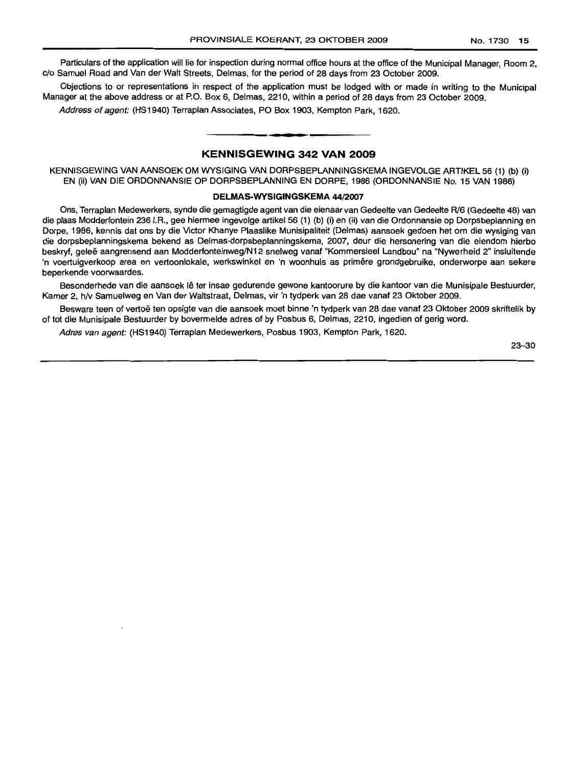Particulars of the application will lie for inspection during normal office hours at the office of the Municipal Manager, Room 2, c/o Samuel Road and Van der Walt Streets, Delmas, for the period of 28 days from 23 October 2009.

Objections to or representations in respect of the application must be lodged with or made in writing to the Municipal Manager at the above address or at P.O. Box 6, Delmas, 2210, within a period of 28 days from 23 October 2009.

*Address of agent:* (HS1940) Terraplan Associates, PO Box 1903, Kempton Park, 1620.

## KENNISGEWING 342 VAN 2009

KENNISGEWING VAN AANSOEK OM WYSIGING VAN DORPSBEPLANNINGSKEMA INGEVOLGE ARTIKEL 56 (1) (b) (i) EN (ii) VAN DIE ORDONNANSIE OP DORPSBEPLANNING EN DORPE, 1986 (ORDONNANSIE No. 15 VAN 1986)

**DELMAS-WYSIGINGSKEMA 44/2007**

Ons, Terraplan Medewerkers, synde die gemagtigde agent van die eienaar van Gedeelte van Gedeelte R/6 (Gedeelte 48) van die plaas Modderfontein 236 I.R., gee hiermee ingevolge artikel 56 (1) (b) (i) en (ii) van die Ordonnansie op Dorpsbeplanning en Dorpe, 1986, kennis dat ons by die Victor Khanye Plaaslike Munisipaliteit (Delmas) aansoek gedoen het om die wysiging van die dorpsbeplanningskema bekend as Delmas-dorpsbeplanningskema, 2007, deur die hersonering van die eiendom hierbo beskryf, geleë aangrensend aan Modderfonteinweg/N12 snelweg vanaf "Kommersieel Landbou" na "Nywerheid 2" insluitende 'n voertuigverkoop area en vertoonlokale, werkswinkel en 'n woonhuis as primêre grondgebruike, onderworpe aan sekere beperkende voorwaardes.

Besonderhede van die aansoek lê ter insae gedurende gewone kantoorure by die kantoor van die Munisipale Bestuurder, Kamer 2, h/v Samuelweg en Van der Waltstraat, Delmas, vir 'n tydperk van 28 dae vanaf 23 Oktober 2009.

Besware teen of vertoë ten opsigte van die aansoek moet binne 'n tydperk van 28 dae vanaf 23 Oktober 2009 skriftelik by of tot die Munisipale Bestuurder by bovermelde adres of by Posbus 6, Delmas, 2210, ingedien of gerig word.

*Adres van agent:* (HS1940) Terraplan Medewerkers, Posbus 1903, Kempton Park, 1620.

23–30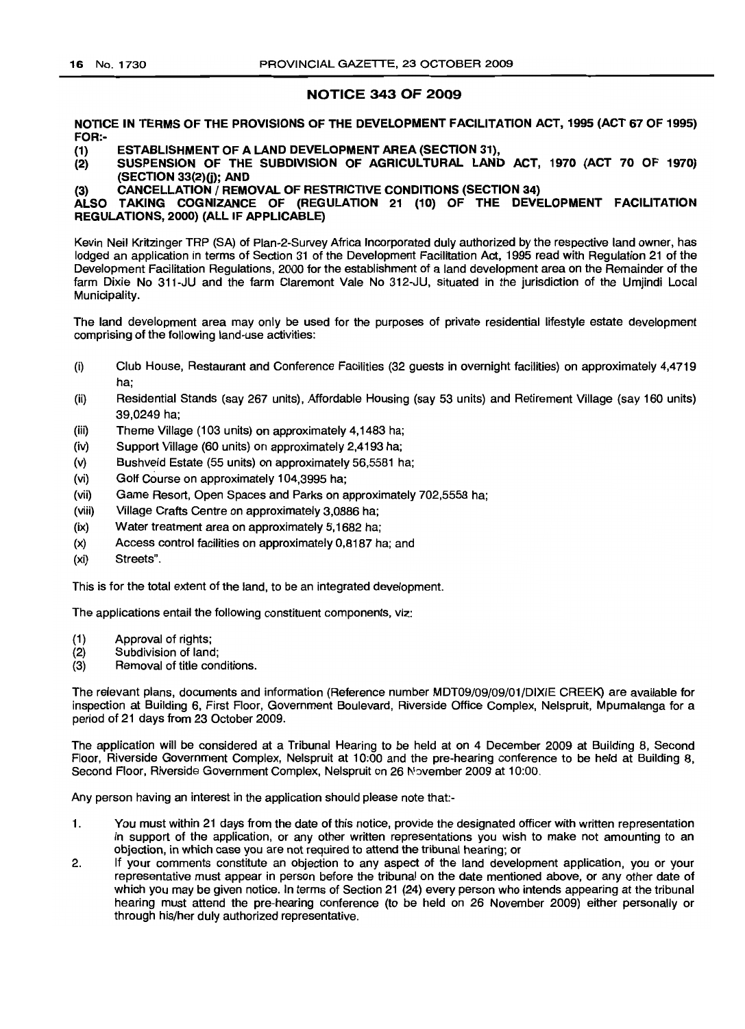## NOTICE 343 OF 2009

**NOTICE IN TERMS OF THE PROVISIONS OF THE DEVELOPMENT FACILITATION ACT, 1995 (ACT 67 OF 1995) FOR:-**

**(1) ESTABLISHMENT OF A LAND DEVELOPMENT AREA (SECTION 31),**
**(2) SUSPENSION OF THE SUBDIVISION OF AGRICULTURAL LAND ACT, 1970 (ACT 70 OF 1970) (SECTION 33(2)(j); AND**
**(3) CANCELLATION / REMOVAL OF RESTRICTIVE CONDITIONS (SECTION 34)**
**ALSO TAKING COGNIZANCE OF (REGULATION 21 (10) OF THE DEVELOPMENT FACILITATION REGULATIONS, 2000) (ALL IF APPLICABLE)**

Kevin Neil Kritzinger TRP (SA) of Plan-2-Survey Africa Incorporated duly authorized by the respective land owner, has lodged an application in terms of Section 31 of the Development Facilitation Act, 1995 read with Regulation 21 of the Development Facilitation Regulations, 2000 for the establishment of a land development area on the Remainder of the farm Dixie No 311-JU and the farm Claremont Vale No 312-JU, situated in the jurisdiction of the Umjindi Local Municipality.

The land development area may only be used for the purposes of private residential lifestyle estate development comprising of the following land-use activities:

(i) Club House, Restaurant and Conference Facilities (32 guests in overnight facilities) on approximately 4,4719 ha;
(ii) Residential Stands (say 267 units), Affordable Housing (say 53 units) and Retirement Village (say 160 units) 39,0249 ha;
(iii) Theme Village (103 units) on approximately 4,1483 ha;
(iv) Support Village (60 units) on approximately 2,4193 ha;
(v) Bushveld Estate (55 units) on approximately 56,5581 ha;
(vi) Golf Course on approximately 104,3995 ha;
(vii) Game Resort, Open Spaces and Parks on approximately 702,5558 ha;
(viii) Village Crafts Centre on approximately 3,0886 ha;
(ix) Water treatment area on approximately 5,1682 ha;
(x) Access control facilities on approximately 0,8187 ha; and
(xi) Streets".

This is for the total extent of the land, to be an integrated development.

The applications entail the following constituent components, viz:

(1) Approval of rights;
(2) Subdivision of land;
(3) Removal of title conditions.

The relevant plans, documents and information (Reference number MDT09/09/09/01/DIXIE CREEK) are available for inspection at Building 6, First Floor, Government Boulevard, Riverside Office Complex, Nelspruit, Mpumalanga for a period of 21 days from 23 October 2009.

The application will be considered at a Tribunal Hearing to be held at on 4 December 2009 at Building 8, Second Floor, Riverside Government Complex, Nelspruit at 10:00 and the pre-hearing conference to be held at Building 8, Second Floor, Riverside Government Complex, Nelspruit on 26 November 2009 at 10:00.

Any person having an interest in the application should please note that:-

1. You must within 21 days from the date of this notice, provide the designated officer with written representation in support of the application, or any other written representations you wish to make not amounting to an objection, in which case you are not required to attend the tribunal hearing; or
2. If your comments constitute an objection to any aspect of the land development application, you or your representative must appear in person before the tribunal on the date mentioned above, or any other date of which you may be given notice. In terms of Section 21 (24) every person who intends appearing at the tribunal hearing must attend the pre-hearing conference (to be held on 26 November 2009) either personally or through his/her duly authorized representative.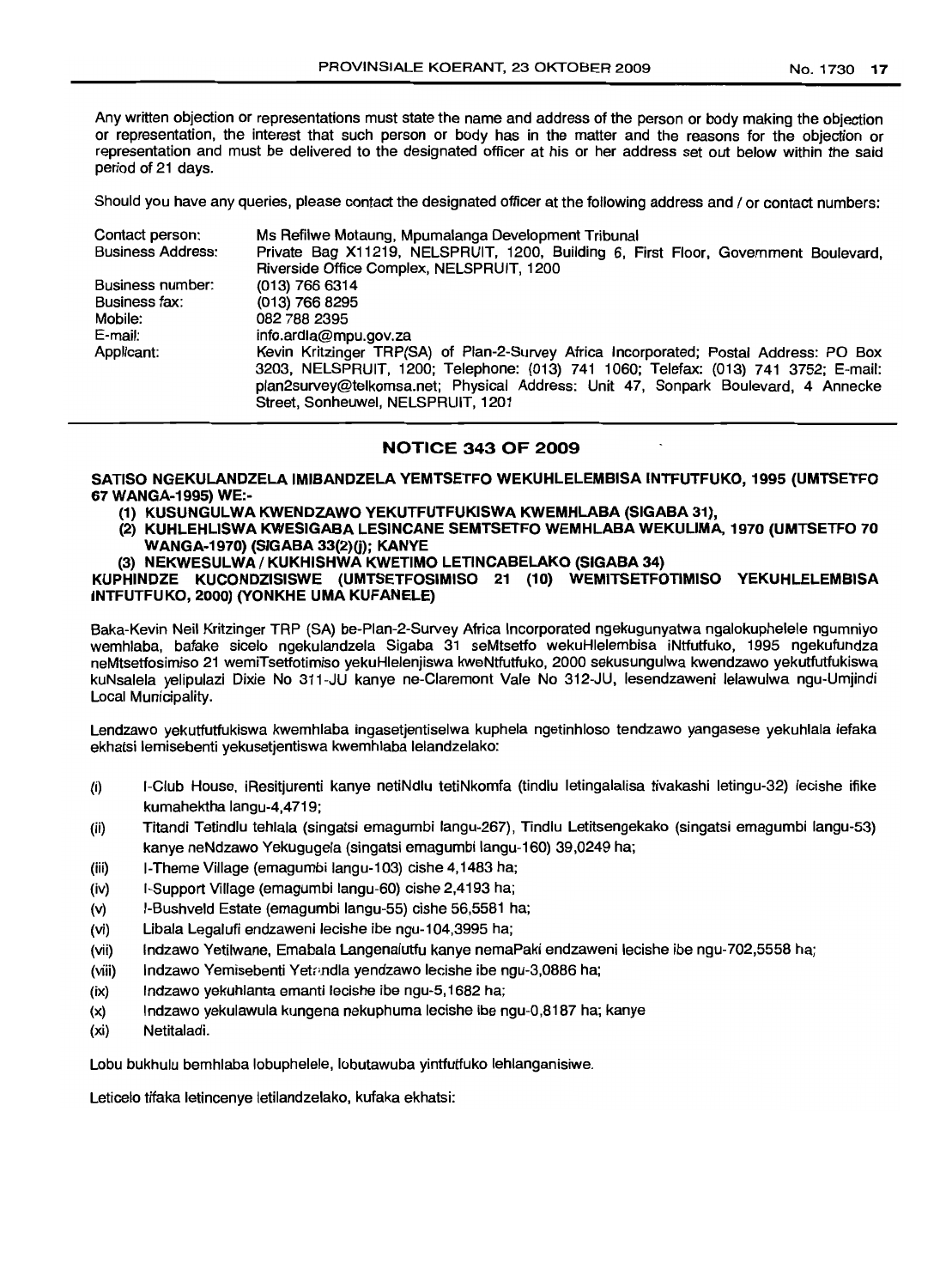Any written objection or representations must state the name and address of the person or body making the objection or representation, the interest that such person or body has in the matter and the reasons for the objection or representation and must be delivered to the designated officer at his or her address set out below within the said period of 21 days.

Should you have any queries, please contact the designated officer at the following address and / or contact numbers:

| | |
|---|---|
| Contact person: | Ms Refilwe Motaung, Mpumalanga Development Tribunal |
| Business Address: | Private Bag X11219, NELSPRUIT, 1200, Building 6, First Floor, Government Boulevard, Riverside Office Complex, NELSPRUIT, 1200 |
| Business number: | (013) 766 6314 |
| Business fax: | (013) 766 8295 |
| Mobile: | 082 788 2395 |
| E-mail: | info.ardla@mpu.gov.za |
| Applicant: | Kevin Kritzinger TRP(SA) of Plan-2-Survey Africa Incorporated; Postal Address: PO Box 3203, NELSPRUIT, 1200; Telephone: (013) 741 1060; Telefax: (013) 741 3752; E-mail: plan2survey@telkomsa.net; Physical Address: Unit 47, Sonpark Boulevard, 4 Annecke Street, Sonheuwel, NELSPRUIT, 1201 |

## NOTICE 343 OF 2009

**SATISO NGEKULANDZELA IMIBANDZELA YEMTSETFO WEKUHLELEMBISA INTFUTFUKO, 1995 (UMTSETFO 67 WANGA-1995) WE:-**

**(1) KUSUNGULWA KWENDZAWO YEKUTFUTFUKISWA KWEMHLABA (SIGABA 31),**

**(2) KUHLEHLISWA KWESIGABA LESINCANE SEMTSETFO WEMHLABA WEKULIMA, 1970 (UMTSETFO 70 WANGA-1970) (SIGABA 33(2)(j); KANYE**

**(3) NEKWESULWA / KUKHISHWA KWETIMO LETINCABELAKO (SIGABA 34)**

**KUPHINDZE KUCONDZISISWE (UMTSETFOSIMISO 21 (10) WEMITSETFOTIMISO YEKUHLELEMBISA INTFUTFUKO, 2000) (YONKHE UMA KUFANELE)**

Baka-Kevin Neil Kritzinger TRP (SA) be-Plan-2-Survey Africa Incorporated ngekugunyatwa ngalokuphelele ngumniyo wemhlaba, bafake sicelo ngekulandzela Sigaba 31 seMtsetfo wekuHlelembisa iNtfutfuko, 1995 ngekufundza neMtsetfosimiso 21 wemiTsetfotimiso yekuHlelenjiswa kweNtfutfuko, 2000 sekusungulwa kwendzawo yekutfutfukiswa kuNsalela yelipulazi Dixie No 311-JU kanye ne-Claremont Vale No 312-JU, lesendzaweni lelawulwa ngu-Umjindi Local Municipality.

Lendzawo yekutfutfukiswa kwemhlaba ingasetjentiselwa kuphela ngetinhloso tendzawo yangasese yekuhlala lefaka ekhatsi lemisebenti yekusetjentiswa kwemhlaba lelandzelako:

(i) I-Club House, iResitjurenti kanye netiNdlu tetiNkomfa (tindlu letingalalisa tivakashi letingu-32) lecishe ifike kumahektha langu-4,4719;

(ii) Titandi Tetindlu tehlala (singatsi emagumbi langu-267), Tindlu Letitsengekako (singatsi emagumbi langu-53) kanye neNdzawo Yekugugela (singatsi emagumbi langu-160) 39,0249 ha;

(iii) I-Theme Village (emagumbi langu-103) cishe 4,1483 ha;

(iv) I-Support Village (emagumbi langu-60) cishe 2,4193 ha;

(v) I-Bushveld Estate (emagumbi langu-55) cishe 56,5581 ha;

(vi) Libala Legalufi endzaweni lecishe ibe ngu-104,3995 ha;

(vii) Indzawo Yetilwane, Emabala Langenalutfu kanye nemaPaki endzaweni lecishe ibe ngu-702,5558 ha;

(viii) Indzawo Yemisebenti Yetandla yendzawo lecishe ibe ngu-3,0886 ha;

(ix) Indzawo yekuhlanta emanti lecishe ibe ngu-5,1682 ha;

(x) Indzawo yekulawula kungena nekuphuma lecishe ibe ngu-0,8187 ha; kanye

(xi) Netitaladi.

Lobu bukhulu bemhlaba lobuphelele, lobutawuba yintfutfuko lehlanganisiwe.

Leticelo tifaka letincenye letilandzelako, kufaka ekhatsi: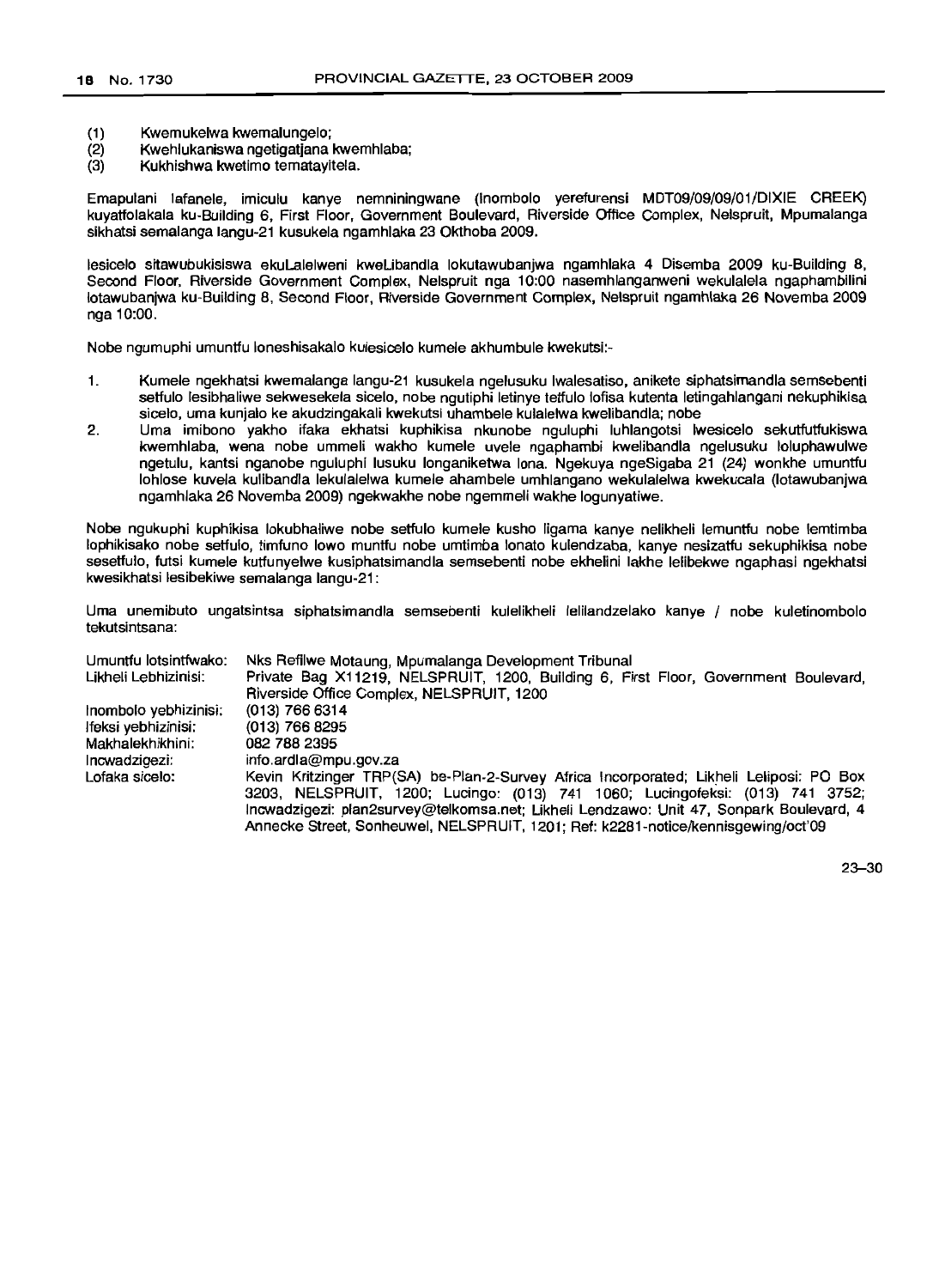(1) Kwemukelwa kwemalungelo;
(2) Kwehlukaniswa ngetigatjana kwemhlaba;
(3) Kukhishwa kwetimo tematayitela.

Emapulani lafanele, imiculu kanye nemniningwane (Inombolo yerefurensi MDT09/09/09/01/DIXIE CREEK) kuyatfolakala ku-Building 6, First Floor, Government Boulevard, Riverside Office Complex, Nelspruit, Mpumalanga sikhatsi semalanga langu-21 kusukela ngamhlaka 23 Okthoba 2009.

Iesicelo sitawubukisiswa ekuLalelweni kweLibandla lokutawubanjwa ngamhlaka 4 Disemba 2009 ku-Building 8, Second Floor, Riverside Government Complex, Nelspruit nga 10:00 nasemhlanganweni wekulalela ngaphambilini lotawubanjwa ku-Building 8, Second Floor, Riverside Government Complex, Nelspruit ngamhlaka 26 Novemba 2009 nga 10:00.

Nobe ngumuphi umuntfu loneshisakalo kulesicelo kumele akhumbule kwekutsi:-

1. Kumele ngekhatsi kwemalanga langu-21 kusukela ngelusuku lwalesatiso, anikete siphatsimandla semsebenti setfulo lesibhaliwe sekwesekela sicelo, nobe ngutiphi letinye tetfulo lofisa kutenta letingahlangani nekuphikisa sicelo, uma kunjalo ke akudzingakali kwekutsi uhambele kulalelwa kwelibandla; nobe
2. Uma imibono yakho ifaka ekhatsi kuphikisa nkunobe nguluphi luhlangotsi lwesicelo sekutfutfukiswa kwemhlaba, wena nobe ummeli wakho kumele uvele ngaphambi kwelibandla ngelusuku loluphawulwe ngetulu, kantsi nganobe nguluphi lusuku longaniketwa lona. Ngekuya ngeSigaba 21 (24) wonkhe umuntfu lohlose kuvela kulibandla lekulalelwa kumele ahambele umhlangano wekulalelwa kwekucala (lotawubanjwa ngamhlaka 26 Novemba 2009) ngekwakhe nobe ngemmeli wakhe logunyatiwe.

Nobe ngukuphi kuphikisa lokubhaliwe nobe setfulo kumele kusho ligama kanye nelikheli lemuntfu nobe lemtimba lophikisako nobe setfulo, timfuno lowo muntfu nobe umtimba lonato kulendzaba, kanye nesizatfu sekuphikisa nobe sesetfulo, futsi kumele kutfunyelwe kusiphatsimandla semsebenti nobe ekhelini lakhe lelibekwe ngaphasi ngekhatsi kwesikhatsi lesibekiwe semalanga langu-21:

Uma unemibuto ungatsintsa siphatsimandla semsebenti kulelikheli lelilandzelako kanye / nobe kuletinombolo tekutsintsana:

| | |
|---|---|
| Umuntfu lotsintfwako: | Nks Refilwe Motaung, Mpumalanga Development Tribunal |
| Likheli Lebhizinisi: | Private Bag X11219, NELSPRUIT, 1200, Building 6, First Floor, Government Boulevard, Riverside Office Complex, NELSPRUIT, 1200 |
| Inombolo yebhizinisi: | (013) 766 6314 |
| Ifeksi yebhizinisi: | (013) 766 8295 |
| Makhalekhikhini: | 082 788 2395 |
| Incwadzigezi: | info.ardla@mpu.gov.za |
| Lofaka sicelo: | Kevin Kritzinger TRP(SA) be-Plan-2-Survey Africa Incorporated; Likheli Leliposi: PO Box 3203, NELSPRUIT, 1200; Lucingo: (013) 741 1060; Lucingofeksi: (013) 741 3752; Incwadzigezi: plan2survey@telkomsa.net; Likheli Lendzawo: Unit 47, Sonpark Boulevard, 4 Annecke Street, Sonheuwel, NELSPRUIT, 1201; Ref: k2281-notice/kennisgewing/oct'09 |

23–30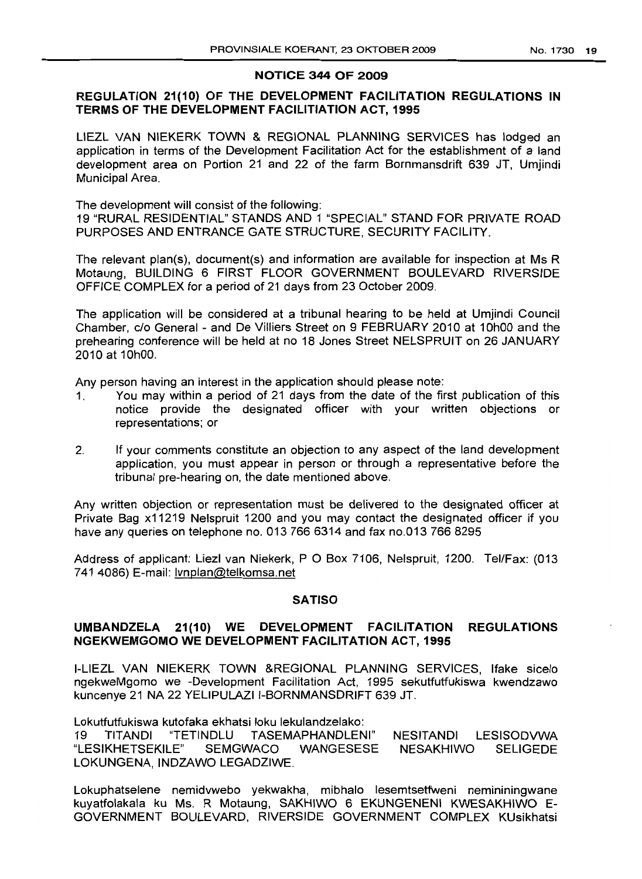## NOTICE 344 OF 2009

### REGULATION 21(10) OF THE DEVELOPMENT FACILITATION REGULATIONS IN TERMS OF THE DEVELOPMENT FACILITIATION ACT, 1995

LIEZL VAN NIEKERK TOWN & REGIONAL PLANNING SERVICES has lodged an application in terms of the Development Facilitation Act for the establishment of a land development area on Portion 21 and 22 of the farm Bornmansdrift 639 JT, Umjindi Municipal Area.

The development will consist of the following:
19 "RURAL RESIDENTIAL" STANDS AND 1 "SPECIAL" STAND FOR PRIVATE ROAD PURPOSES AND ENTRANCE GATE STRUCTURE, SECURITY FACILITY.

The relevant plan(s), document(s) and information are available for inspection at Ms R Motaung, BUILDING 6 FIRST FLOOR GOVERNMENT BOULEVARD RIVERSIDE OFFICE COMPLEX for a period of 21 days from 23 October 2009.

The application will be considered at a tribunal hearing to be held at Umjindi Council Chamber, c/o General - and De Villiers Street on 9 FEBRUARY 2010 at 10h00 and the prehearing conference will be held at no 18 Jones Street NELSPRUIT on 26 JANUARY 2010 at 10h00.

Any person having an interest in the application should please note:

1. You may within a period of 21 days from the date of the first publication of this notice provide the designated officer with your written objections or representations; or

2. If your comments constitute an objection to any aspect of the land development application, you must appear in person or through a representative before the tribunal pre-hearing on, the date mentioned above.

Any written objection or representation must be delivered to the designated officer at Private Bag x11219 Nelspruit 1200 and you may contact the designated officer if you have any queries on telephone no. 013 766 6314 and fax no.013 766 8295

Address of applicant: Liezl van Niekerk, P O Box 7106, Nelspruit, 1200. Tel/Fax: (013 741 4086) E-mail: lvnplan@telkomsa.net

## SATISO

### UMBANDZELA 21(10) WE DEVELOPMENT FACILITATION REGULATIONS NGEKWEMGOMO WE DEVELOPMENT FACILITATION ACT, 1995

I-LIEZL VAN NIEKERK TOWN &REGIONAL PLANNING SERVICES, Ifake sicelo ngekweMgomo we -Development Facilitation Act, 1995 sekutfutfukiswa kwendzawo kuncenye 21 NA 22 YELIPULAZI I-BORNMANSDRIFT 639 JT.

Lokutfutfukiswa kutofaka ekhatsi loku lekulandzelako:
19 TITANDI "TETINDLU TASEMAPHANDLENI" NESITANDI LESISODVWA "LESIKHETSEKILE" SEMGWACO WANGESESE NESAKHIWO SELIGEDE LOKUNGENA, INDZAWO LEGADZIWE.

Lokuphatselene nemidvwebo yekwakha, mibhalo lesemtsetfweni nemininingwane kuyatfolakala ku Ms. R Motaung, SAKHIWO 6 EKUNGENENI KWESAKHIWO E-GOVERNMENT BOULEVARD, RIVERSIDE GOVERNMENT COMPLEX KUsikhatsi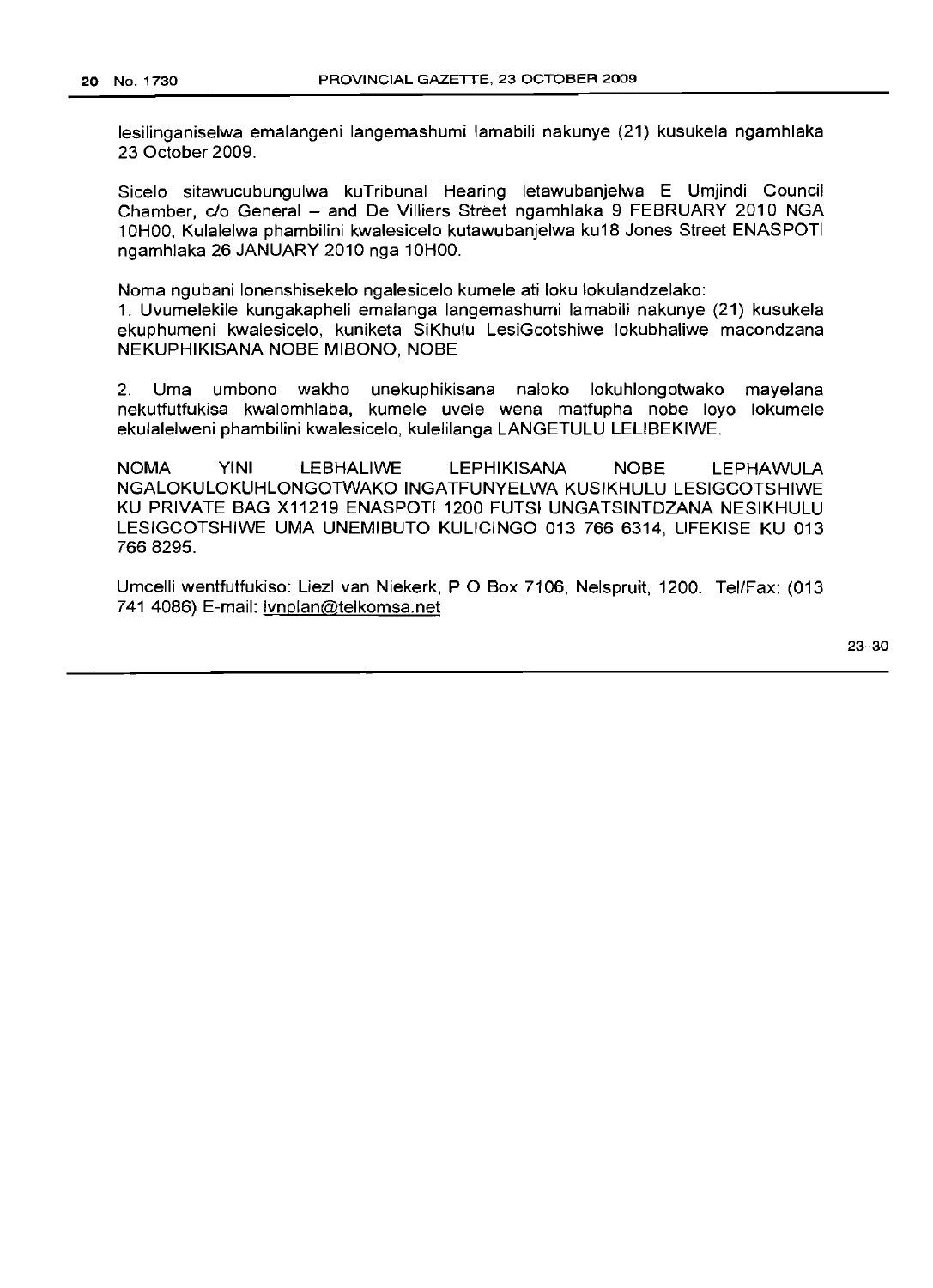lesilinganiselwa emalangeni langemashumi lamabili nakunye (21) kusukela ngamhlaka 23 October 2009.

Sicelo sitawucubungulwa kuTribunal Hearing letawubanjelwa E Umjindi Council Chamber, c/o General – and De Villiers Street ngamhlaka 9 FEBRUARY 2010 NGA 10H00, Kulalelwa phambilini kwalesicelo kutawubanjelwa ku18 Jones Street ENASPOTI ngamhlaka 26 JANUARY 2010 nga 10H00.

Noma ngubani lonenshisekelo ngalesicelo kumele ati loku lokulandzelako:

1. Uvumelekile kungakapheli emalanga langemashumi lamabili nakunye (21) kusukela ekuphumeni kwalesicelo, kuniketa SiKhulu LesiGcotshiwe lokubhaliwe macondzana NEKUPHIKISANA NOBE MIBONO, NOBE

2. Uma umbono wakho unekuphikisana naloko lokuhlongotwako mayelana nekutfutfukisa kwalomhlaba, kumele uvele wena matfupha nobe loyo lokumele ekulalelweni phambilini kwalesicelo, kulelilanga LANGETULU LELIBEKIWE.

NOMA YINI LEBHALIWE LEPHIKISANA NOBE LEPHAWULA NGALOKULOKUHLONGOTWAKO INGATFUNYELWA KUSIKHULU LESIGCOTSHIWE KU PRIVATE BAG X11219 ENASPOTI 1200 FUTSI UNGATSINTDZANA NESIKHULU LESIGCOTSHIWE UMA UNEMIBUTO KULICINGO 013 766 6314, UFEKISE KU 013 766 8295.

Umcelli wentfutfukiso: Liezl van Niekerk, P O Box 7106, Nelspruit, 1200. Tel/Fax: (013 741 4086) E-mail: lvnplan@telkomsa.net

23–30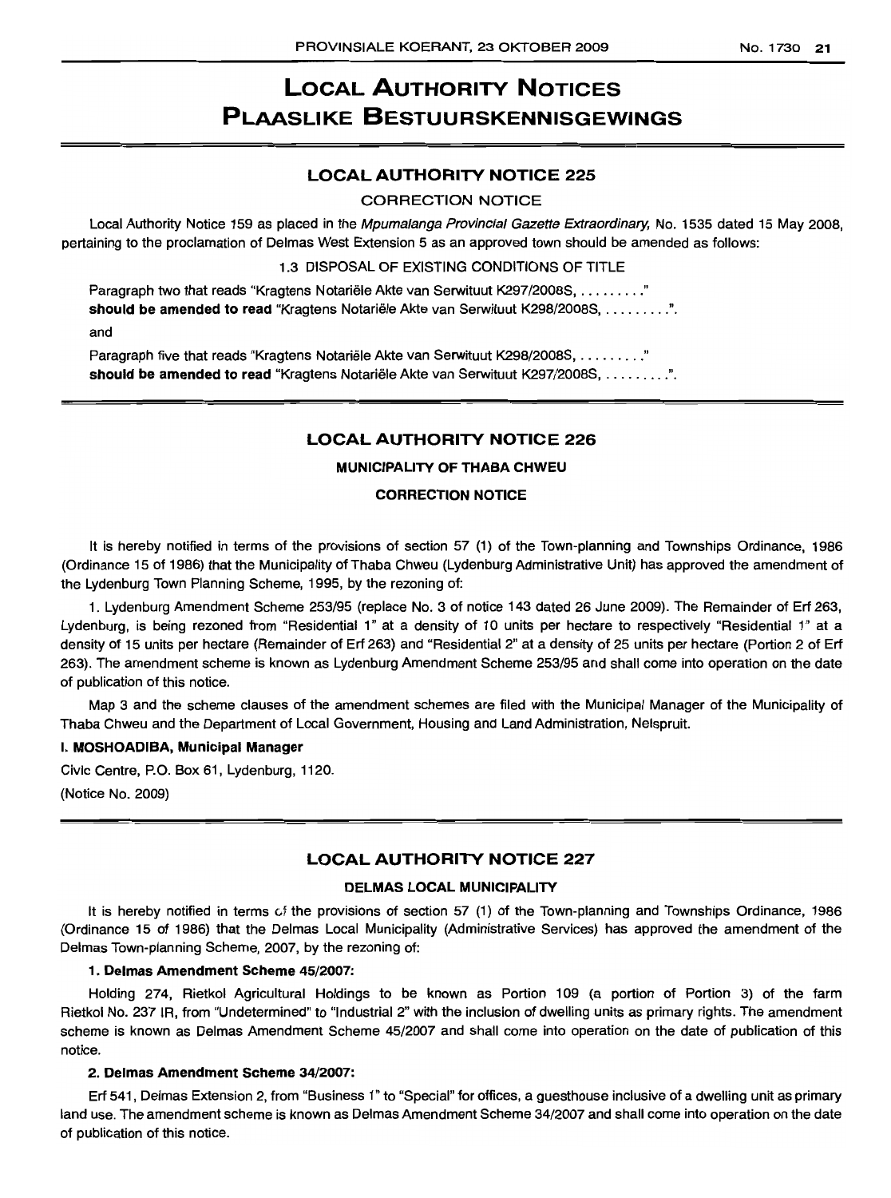# LOCAL AUTHORITY NOTICES
# PLAASLIKE BESTUURSKENNISGEWINGS

## LOCAL AUTHORITY NOTICE 225

CORRECTION NOTICE

Local Authority Notice 159 as placed in the *Mpumalanga Provincial Gazette Extraordinary*, No. 1535 dated 15 May 2008, pertaining to the proclamation of Delmas West Extension 5 as an approved town should be amended as follows:

1.3 DISPOSAL OF EXISTING CONDITIONS OF TITLE

Paragraph two that reads "Kragtens Notariële Akte van Serwituut K297/2008S, ........."
**should be amended to read** "Kragtens Notariële Akte van Serwituut K298/2008S, .........".

and

Paragraph five that reads "Kragtens Notariële Akte van Serwituut K298/2008S, ........."
**should be amended to read** "Kragtens Notariële Akte van Serwituut K297/2008S, .........".

## LOCAL AUTHORITY NOTICE 226

**MUNICIPALITY OF THABA CHWEU**

**CORRECTION NOTICE**

It is hereby notified in terms of the provisions of section 57 (1) of the Town-planning and Townships Ordinance, 1986 (Ordinance 15 of 1986) that the Municipality of Thaba Chweu (Lydenburg Administrative Unit) has approved the amendment of the Lydenburg Town Planning Scheme, 1995, by the rezoning of:

1. Lydenburg Amendment Scheme 253/95 (replace No. 3 of notice 143 dated 26 June 2009). The Remainder of Erf 263, Lydenburg, is being rezoned from "Residential 1" at a density of 10 units per hectare to respectively "Residential 1" at a density of 15 units per hectare (Remainder of Erf 263) and "Residential 2" at a density of 25 units per hectare (Portion 2 of Erf 263). The amendment scheme is known as Lydenburg Amendment Scheme 253/95 and shall come into operation on the date of publication of this notice.

Map 3 and the scheme clauses of the amendment schemes are filed with the Municipal Manager of the Municipality of Thaba Chweu and the Department of Local Government, Housing and Land Administration, Nelspruit.

**I. MOSHOADIBA, Municipal Manager**

Civic Centre, P.O. Box 61, Lydenburg, 1120.

(Notice No. 2009)

## LOCAL AUTHORITY NOTICE 227

**DELMAS LOCAL MUNICIPALITY**

It is hereby notified in terms of the provisions of section 57 (1) of the Town-planning and Townships Ordinance, 1986 (Ordinance 15 of 1986) that the Delmas Local Municipality (Administrative Services) has approved the amendment of the Delmas Town-planning Scheme, 2007, by the rezoning of:

**1. Delmas Amendment Scheme 45/2007:**

Holding 274, Rietkol Agricultural Holdings to be known as Portion 109 (a portion of Portion 3) of the farm Rietkol No. 237 IR, from "Undetermined" to "Industrial 2" with the inclusion of dwelling units as primary rights. The amendment scheme is known as Delmas Amendment Scheme 45/2007 and shall come into operation on the date of publication of this notice.

**2. Delmas Amendment Scheme 34/2007:**

Erf 541, Delmas Extension 2, from "Business 1" to "Special" for offices, a guesthouse inclusive of a dwelling unit as primary land use. The amendment scheme is known as Delmas Amendment Scheme 34/2007 and shall come into operation on the date of publication of this notice.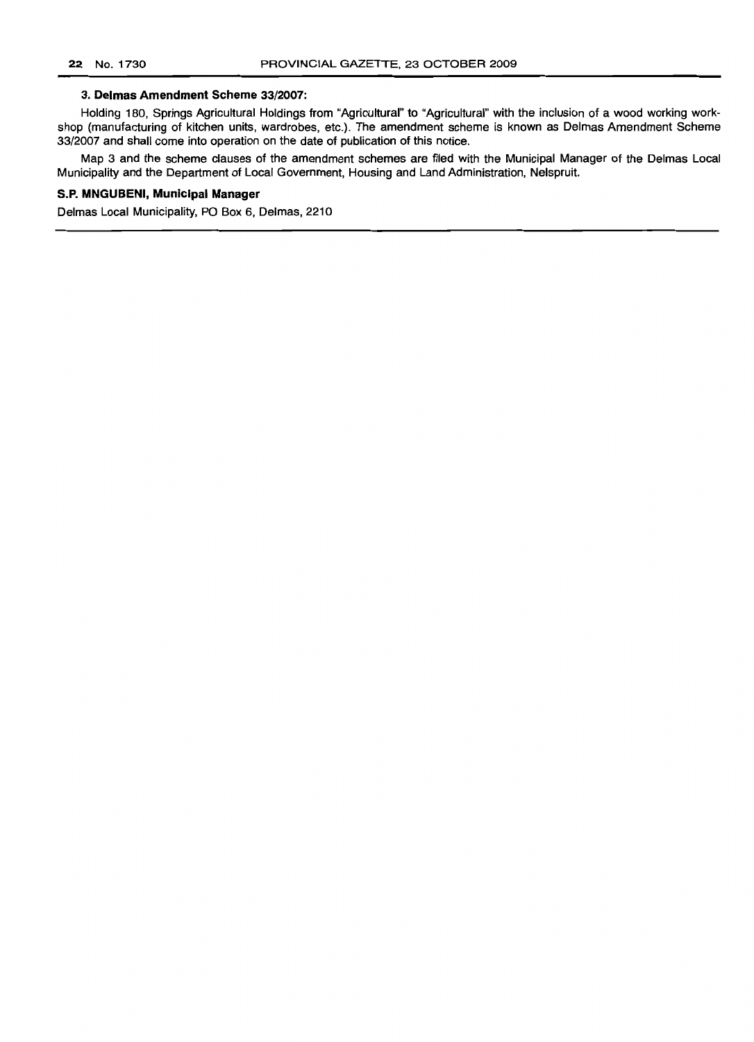**3. Delmas Amendment Scheme 33/2007:**

Holding 180, Springs Agricultural Holdings from "Agricultural" to "Agricultural" with the inclusion of a wood working workshop (manufacturing of kitchen units, wardrobes, etc.). The amendment scheme is known as Delmas Amendment Scheme 33/2007 and shall come into operation on the date of publication of this notice.

Map 3 and the scheme clauses of the amendment schemes are filed with the Municipal Manager of the Delmas Local Municipality and the Department of Local Government, Housing and Land Administration, Nelspruit.

**S.P. MNGUBENI, Municipal Manager**

Delmas Local Municipality, PO Box 6, Delmas, 2210